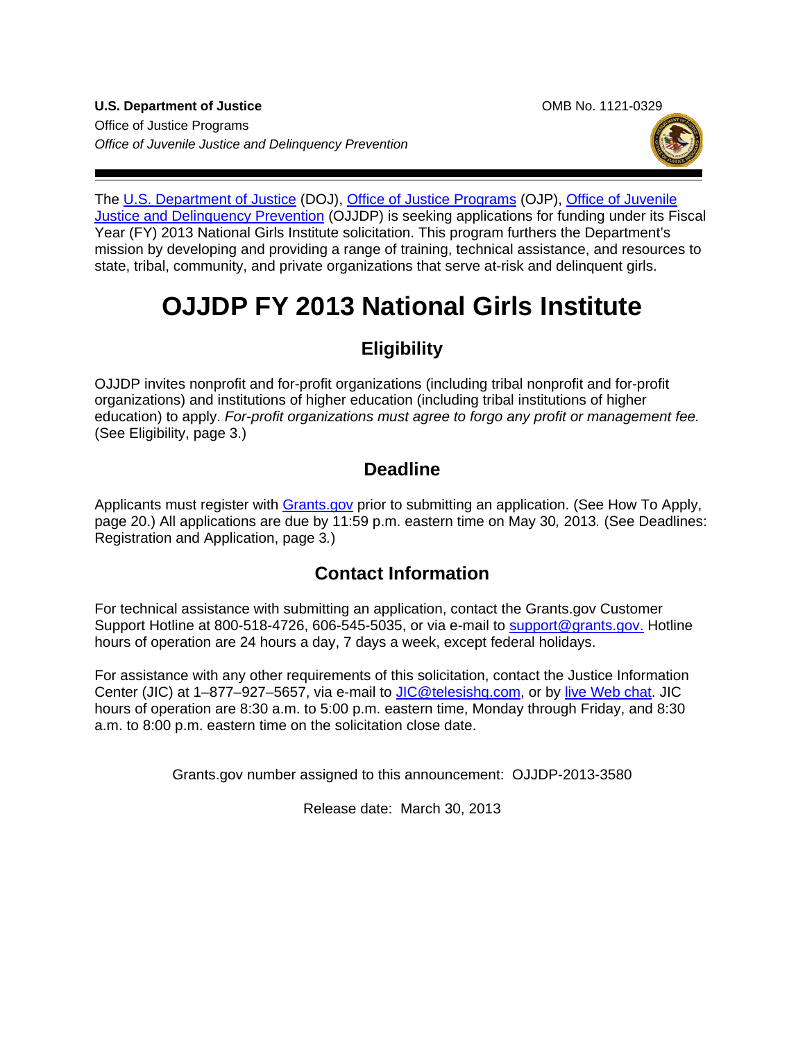**U.S. Department of Justice**
Office of Justice Programs
*Office of Juvenile Justice and Delinquency Prevention*

OMB No. 1121-0329

The U.S. Department of Justice (DOJ), Office of Justice Programs (OJP), Office of Juvenile Justice and Delinquency Prevention (OJJDP) is seeking applications for funding under its Fiscal Year (FY) 2013 National Girls Institute solicitation. This program furthers the Department's mission by developing and providing a range of training, technical assistance, and resources to state, tribal, community, and private organizations that serve at-risk and delinquent girls.

# OJJDP FY 2013 National Girls Institute

## Eligibility

OJJDP invites nonprofit and for-profit organizations (including tribal nonprofit and for-profit organizations) and institutions of higher education (including tribal institutions of higher education) to apply. *For-profit organizations must agree to forgo any profit or management fee.* (See Eligibility, page 3.)

## Deadline

Applicants must register with Grants.gov prior to submitting an application. (See How To Apply, page 20.) All applications are due by 11:59 p.m. eastern time on May 30, 2013. (See Deadlines: Registration and Application, page 3.)

## Contact Information

For technical assistance with submitting an application, contact the Grants.gov Customer Support Hotline at 800-518-4726, 606-545-5035, or via e-mail to support@grants.gov. Hotline hours of operation are 24 hours a day, 7 days a week, except federal holidays.

For assistance with any other requirements of this solicitation, contact the Justice Information Center (JIC) at 1–877–927–5657, via e-mail to JIC@telesishq.com, or by live Web chat. JIC hours of operation are 8:30 a.m. to 5:00 p.m. eastern time, Monday through Friday, and 8:30 a.m. to 8:00 p.m. eastern time on the solicitation close date.

Grants.gov number assigned to this announcement: OJJDP-2013-3580

Release date: March 30, 2013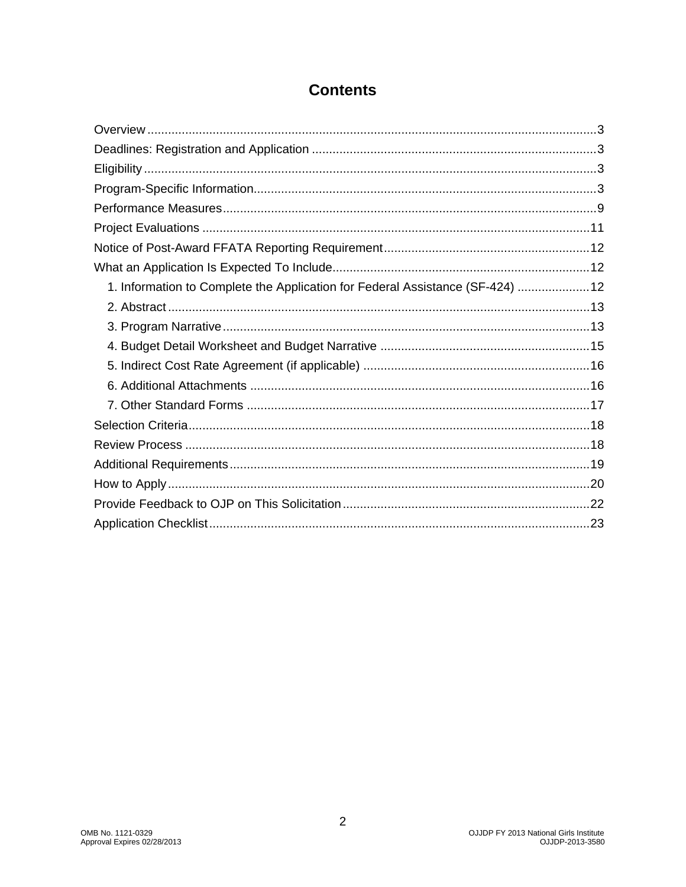# Contents

Overview ....................................................................................................................3
Deadlines: Registration and Application ....................................................................3
Eligibility ....................................................................................................................3
Program-Specific Information......................................................................................3
Performance Measures...............................................................................................9
Project Evaluations ....................................................................................................11
Notice of Post-Award FFATA Reporting Requirement.............................................12
What an Application Is Expected To Include............................................................12
  1. Information to Complete the Application for Federal Assistance (SF-424) .....................12
  2. Abstract ............................................................................................................13
  3. Program Narrative ............................................................................................13
  4. Budget Detail Worksheet and Budget Narrative ...............................................15
  5. Indirect Cost Rate Agreement (if applicable) ...................................................16
  6. Additional Attachments ....................................................................................16
  7. Other Standard Forms .....................................................................................17
Selection Criteria.......................................................................................................18
Review Process .........................................................................................................18
Additional Requirements...........................................................................................19
How to Apply.............................................................................................................20
Provide Feedback to OJP on This Solicitation..........................................................22
Application Checklist.................................................................................................23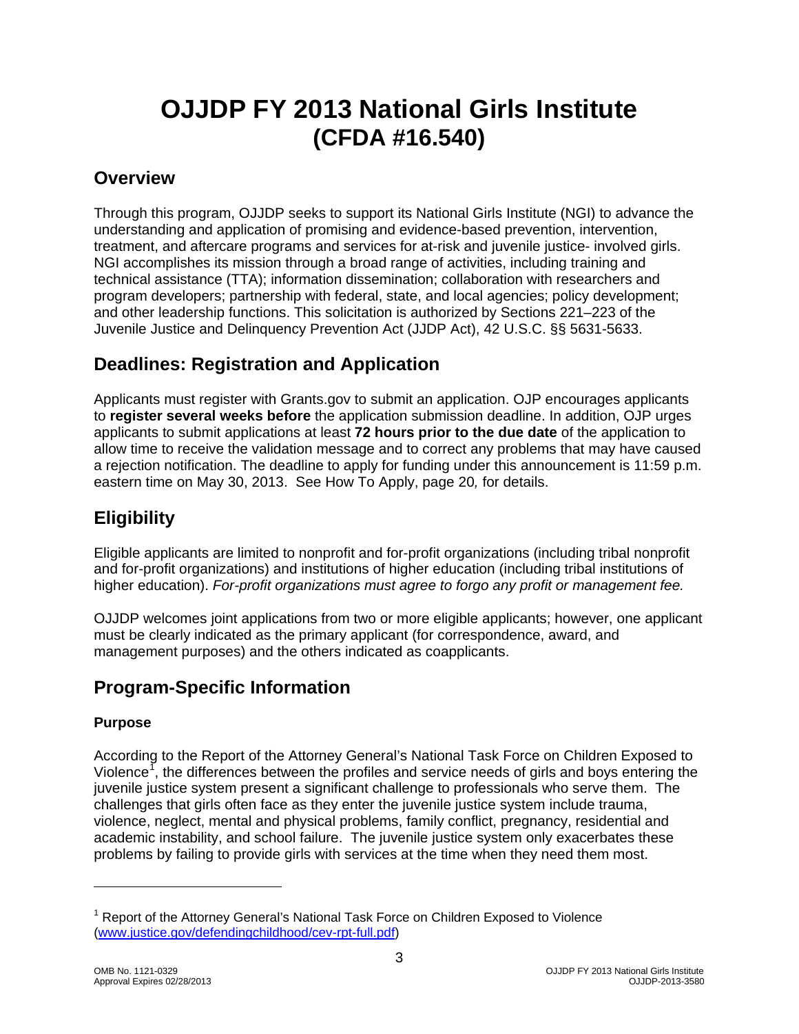# OJJDP FY 2013 National Girls Institute (CFDA #16.540)

## Overview

Through this program, OJJDP seeks to support its National Girls Institute (NGI) to advance the understanding and application of promising and evidence-based prevention, intervention, treatment, and aftercare programs and services for at-risk and juvenile justice- involved girls. NGI accomplishes its mission through a broad range of activities, including training and technical assistance (TTA); information dissemination; collaboration with researchers and program developers; partnership with federal, state, and local agencies; policy development; and other leadership functions. This solicitation is authorized by Sections 221–223 of the Juvenile Justice and Delinquency Prevention Act (JJDP Act), 42 U.S.C. §§ 5631-5633.

## Deadlines: Registration and Application

Applicants must register with Grants.gov to submit an application. OJP encourages applicants to **register several weeks before** the application submission deadline. In addition, OJP urges applicants to submit applications at least **72 hours prior to the due date** of the application to allow time to receive the validation message and to correct any problems that may have caused a rejection notification. The deadline to apply for funding under this announcement is 11:59 p.m. eastern time on May 30, 2013. See How To Apply, page 20*,* for details.

## Eligibility

Eligible applicants are limited to nonprofit and for-profit organizations (including tribal nonprofit and for-profit organizations) and institutions of higher education (including tribal institutions of higher education). *For-profit organizations must agree to forgo any profit or management fee.*

OJJDP welcomes joint applications from two or more eligible applicants; however, one applicant must be clearly indicated as the primary applicant (for correspondence, award, and management purposes) and the others indicated as coapplicants.

## Program-Specific Information

### Purpose

According to the Report of the Attorney General's National Task Force on Children Exposed to Violence[1], the differences between the profiles and service needs of girls and boys entering the juvenile justice system present a significant challenge to professionals who serve them. The challenges that girls often face as they enter the juvenile justice system include trauma, violence, neglect, mental and physical problems, family conflict, pregnancy, residential and academic instability, and school failure. The juvenile justice system only exacerbates these problems by failing to provide girls with services at the time when they need them most.

---

[1] Report of the Attorney General's National Task Force on Children Exposed to Violence (www.justice.gov/defendingchildhood/cev-rpt-full.pdf)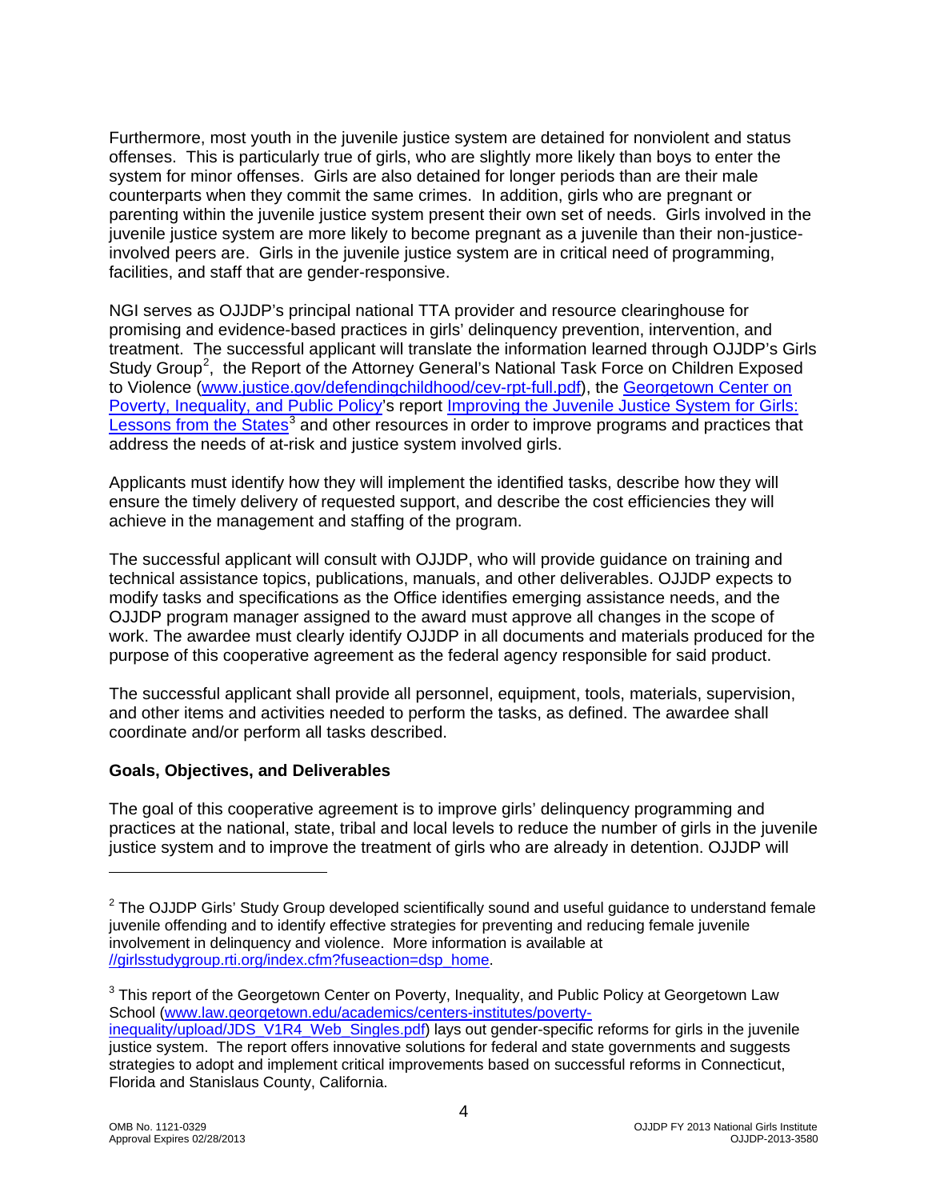Furthermore, most youth in the juvenile justice system are detained for nonviolent and status offenses. This is particularly true of girls, who are slightly more likely than boys to enter the system for minor offenses. Girls are also detained for longer periods than are their male counterparts when they commit the same crimes. In addition, girls who are pregnant or parenting within the juvenile justice system present their own set of needs. Girls involved in the juvenile justice system are more likely to become pregnant as a juvenile than their non-justice-involved peers are. Girls in the juvenile justice system are in critical need of programming, facilities, and staff that are gender-responsive.

NGI serves as OJJDP's principal national TTA provider and resource clearinghouse for promising and evidence-based practices in girls' delinquency prevention, intervention, and treatment. The successful applicant will translate the information learned through OJJDP's Girls Study Group[2], the Report of the Attorney General's National Task Force on Children Exposed to Violence (www.justice.gov/defendingchildhood/cev-rpt-full.pdf), the Georgetown Center on Poverty, Inequality, and Public Policy's report Improving the Juvenile Justice System for Girls: Lessons from the States[3] and other resources in order to improve programs and practices that address the needs of at-risk and justice system involved girls.

Applicants must identify how they will implement the identified tasks, describe how they will ensure the timely delivery of requested support, and describe the cost efficiencies they will achieve in the management and staffing of the program.

The successful applicant will consult with OJJDP, who will provide guidance on training and technical assistance topics, publications, manuals, and other deliverables. OJJDP expects to modify tasks and specifications as the Office identifies emerging assistance needs, and the OJJDP program manager assigned to the award must approve all changes in the scope of work. The awardee must clearly identify OJJDP in all documents and materials produced for the purpose of this cooperative agreement as the federal agency responsible for said product.

The successful applicant shall provide all personnel, equipment, tools, materials, supervision, and other items and activities needed to perform the tasks, as defined. The awardee shall coordinate and/or perform all tasks described.

**Goals, Objectives, and Deliverables**

The goal of this cooperative agreement is to improve girls' delinquency programming and practices at the national, state, tribal and local levels to reduce the number of girls in the juvenile justice system and to improve the treatment of girls who are already in detention. OJJDP will

---

[2] The OJJDP Girls' Study Group developed scientifically sound and useful guidance to understand female juvenile offending and to identify effective strategies for preventing and reducing female juvenile involvement in delinquency and violence. More information is available at //girlsstudygroup.rti.org/index.cfm?fuseaction=dsp_home.

[3] This report of the Georgetown Center on Poverty, Inequality, and Public Policy at Georgetown Law School (www.law.georgetown.edu/academics/centers-institutes/poverty-inequality/upload/JDS_V1R4_Web_Singles.pdf) lays out gender-specific reforms for girls in the juvenile justice system. The report offers innovative solutions for federal and state governments and suggests strategies to adopt and implement critical improvements based on successful reforms in Connecticut, Florida and Stanislaus County, California.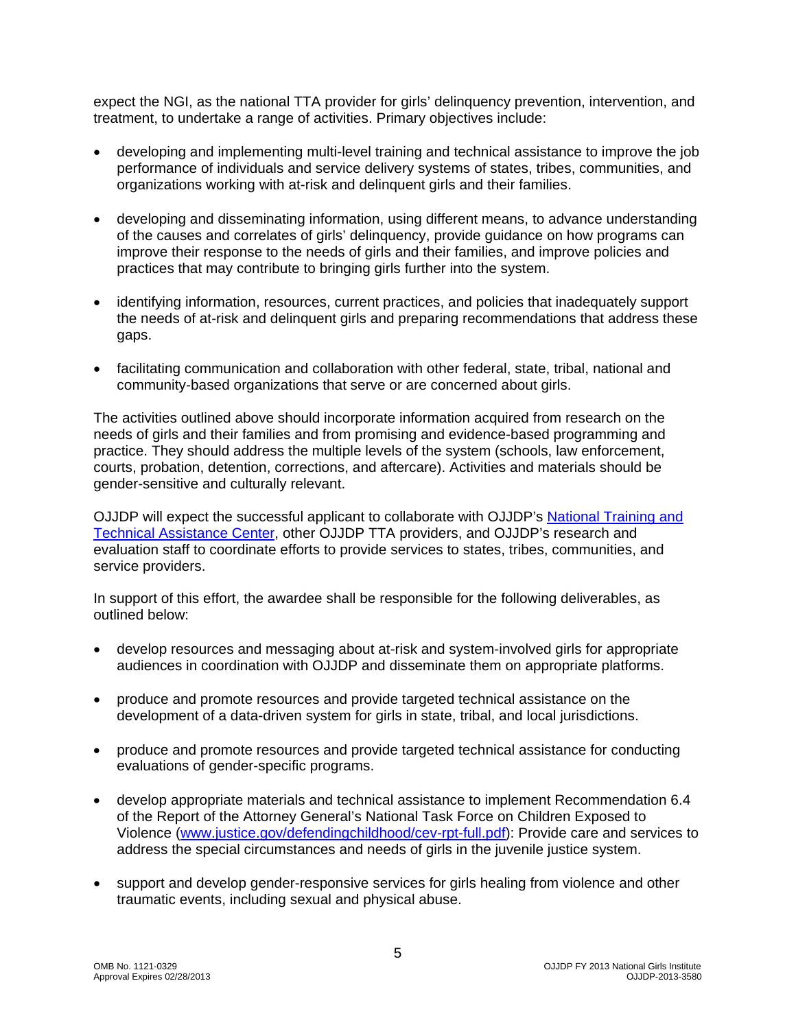expect the NGI, as the national TTA provider for girls' delinquency prevention, intervention, and treatment, to undertake a range of activities. Primary objectives include:

- developing and implementing multi-level training and technical assistance to improve the job performance of individuals and service delivery systems of states, tribes, communities, and organizations working with at-risk and delinquent girls and their families.
- developing and disseminating information, using different means, to advance understanding of the causes and correlates of girls' delinquency, provide guidance on how programs can improve their response to the needs of girls and their families, and improve policies and practices that may contribute to bringing girls further into the system.
- identifying information, resources, current practices, and policies that inadequately support the needs of at-risk and delinquent girls and preparing recommendations that address these gaps.
- facilitating communication and collaboration with other federal, state, tribal, national and community-based organizations that serve or are concerned about girls.

The activities outlined above should incorporate information acquired from research on the needs of girls and their families and from promising and evidence-based programming and practice. They should address the multiple levels of the system (schools, law enforcement, courts, probation, detention, corrections, and aftercare). Activities and materials should be gender-sensitive and culturally relevant.

OJJDP will expect the successful applicant to collaborate with OJJDP's National Training and Technical Assistance Center, other OJJDP TTA providers, and OJJDP's research and evaluation staff to coordinate efforts to provide services to states, tribes, communities, and service providers.

In support of this effort, the awardee shall be responsible for the following deliverables, as outlined below:

- develop resources and messaging about at-risk and system-involved girls for appropriate audiences in coordination with OJJDP and disseminate them on appropriate platforms.
- produce and promote resources and provide targeted technical assistance on the development of a data-driven system for girls in state, tribal, and local jurisdictions.
- produce and promote resources and provide targeted technical assistance for conducting evaluations of gender-specific programs.
- develop appropriate materials and technical assistance to implement Recommendation 6.4 of the Report of the Attorney General's National Task Force on Children Exposed to Violence (www.justice.gov/defendingchildhood/cev-rpt-full.pdf): Provide care and services to address the special circumstances and needs of girls in the juvenile justice system.
- support and develop gender-responsive services for girls healing from violence and other traumatic events, including sexual and physical abuse.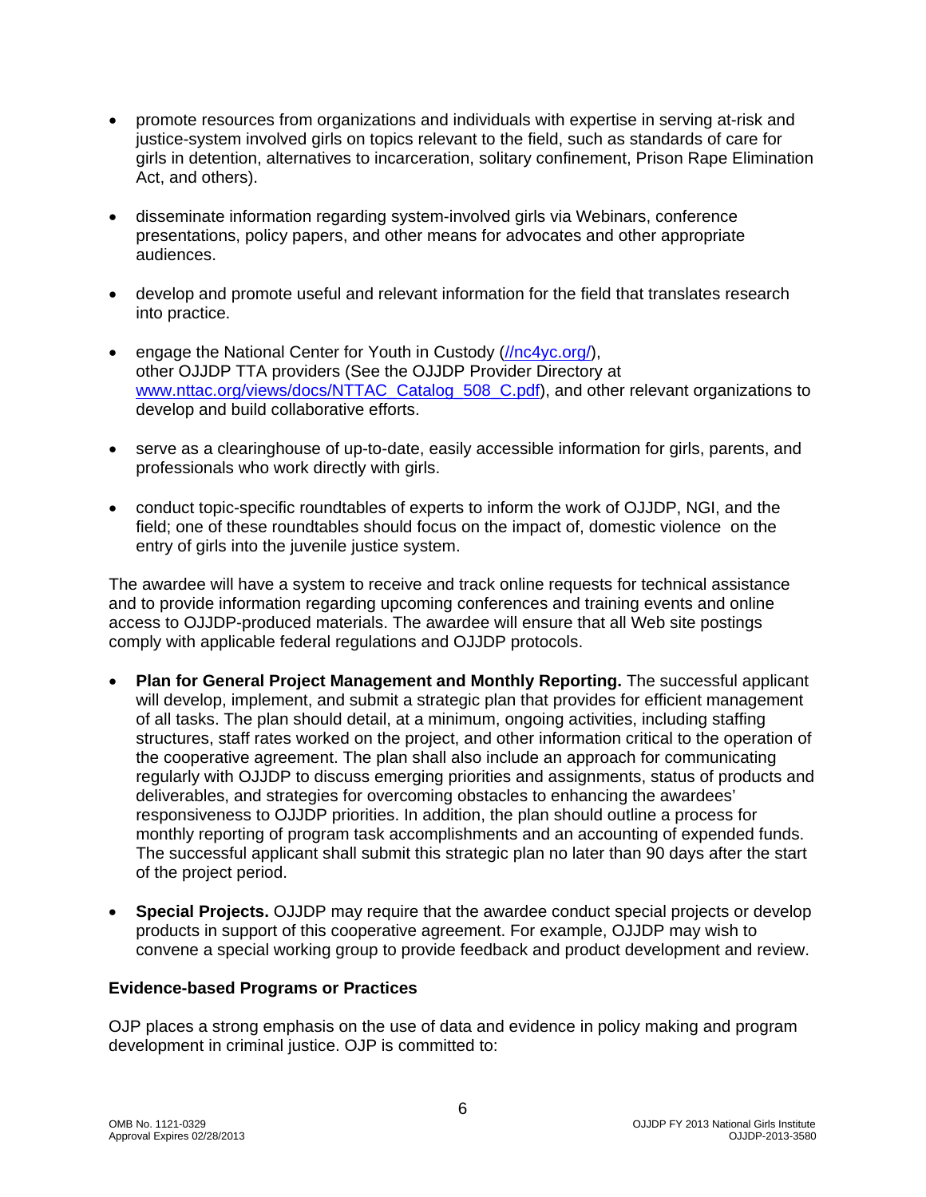- promote resources from organizations and individuals with expertise in serving at-risk and justice-system involved girls on topics relevant to the field, such as standards of care for girls in detention, alternatives to incarceration, solitary confinement, Prison Rape Elimination Act, and others).

- disseminate information regarding system-involved girls via Webinars, conference presentations, policy papers, and other means for advocates and other appropriate audiences.

- develop and promote useful and relevant information for the field that translates research into practice.

- engage the National Center for Youth in Custody (//nc4yc.org/), other OJJDP TTA providers (See the OJJDP Provider Directory at www.nttac.org/views/docs/NTTAC_Catalog_508_C.pdf), and other relevant organizations to develop and build collaborative efforts.

- serve as a clearinghouse of up-to-date, easily accessible information for girls, parents, and professionals who work directly with girls.

- conduct topic-specific roundtables of experts to inform the work of OJJDP, NGI, and the field; one of these roundtables should focus on the impact of, domestic violence on the entry of girls into the juvenile justice system.

The awardee will have a system to receive and track online requests for technical assistance and to provide information regarding upcoming conferences and training events and online access to OJJDP-produced materials. The awardee will ensure that all Web site postings comply with applicable federal regulations and OJJDP protocols.

- **Plan for General Project Management and Monthly Reporting.** The successful applicant will develop, implement, and submit a strategic plan that provides for efficient management of all tasks. The plan should detail, at a minimum, ongoing activities, including staffing structures, staff rates worked on the project, and other information critical to the operation of the cooperative agreement. The plan shall also include an approach for communicating regularly with OJJDP to discuss emerging priorities and assignments, status of products and deliverables, and strategies for overcoming obstacles to enhancing the awardees' responsiveness to OJJDP priorities. In addition, the plan should outline a process for monthly reporting of program task accomplishments and an accounting of expended funds. The successful applicant shall submit this strategic plan no later than 90 days after the start of the project period.

- **Special Projects.** OJJDP may require that the awardee conduct special projects or develop products in support of this cooperative agreement. For example, OJJDP may wish to convene a special working group to provide feedback and product development and review.

### Evidence-based Programs or Practices

OJP places a strong emphasis on the use of data and evidence in policy making and program development in criminal justice. OJP is committed to: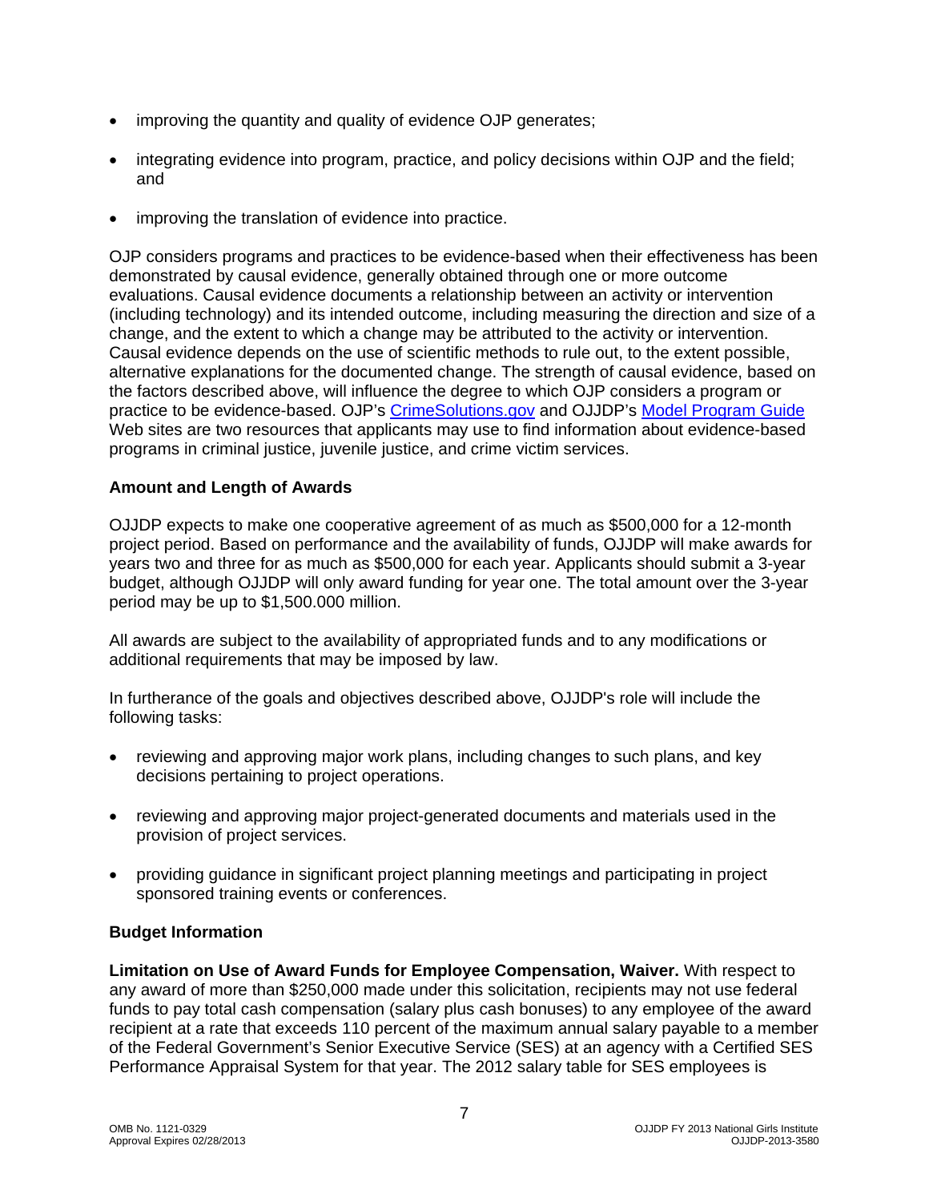- improving the quantity and quality of evidence OJP generates;
- integrating evidence into program, practice, and policy decisions within OJP and the field; and
- improving the translation of evidence into practice.

OJP considers programs and practices to be evidence-based when their effectiveness has been demonstrated by causal evidence, generally obtained through one or more outcome evaluations. Causal evidence documents a relationship between an activity or intervention (including technology) and its intended outcome, including measuring the direction and size of a change, and the extent to which a change may be attributed to the activity or intervention. Causal evidence depends on the use of scientific methods to rule out, to the extent possible, alternative explanations for the documented change. The strength of causal evidence, based on the factors described above, will influence the degree to which OJP considers a program or practice to be evidence-based. OJP's [CrimeSolutions.gov](http://www.crimesolutions.gov) and OJJDP's [Model Program Guide](http://www.ojjdp.gov/mpg) Web sites are two resources that applicants may use to find information about evidence-based programs in criminal justice, juvenile justice, and crime victim services.

### Amount and Length of Awards

OJJDP expects to make one cooperative agreement of as much as $500,000 for a 12-month project period. Based on performance and the availability of funds, OJJDP will make awards for years two and three for as much as $500,000 for each year. Applicants should submit a 3-year budget, although OJJDP will only award funding for year one. The total amount over the 3-year period may be up to $1,500.000 million.

All awards are subject to the availability of appropriated funds and to any modifications or additional requirements that may be imposed by law.

In furtherance of the goals and objectives described above, OJJDP's role will include the following tasks:

- reviewing and approving major work plans, including changes to such plans, and key decisions pertaining to project operations.
- reviewing and approving major project-generated documents and materials used in the provision of project services.
- providing guidance in significant project planning meetings and participating in project sponsored training events or conferences.

### Budget Information

**Limitation on Use of Award Funds for Employee Compensation, Waiver.** With respect to any award of more than $250,000 made under this solicitation, recipients may not use federal funds to pay total cash compensation (salary plus cash bonuses) to any employee of the award recipient at a rate that exceeds 110 percent of the maximum annual salary payable to a member of the Federal Government's Senior Executive Service (SES) at an agency with a Certified SES Performance Appraisal System for that year. The 2012 salary table for SES employees is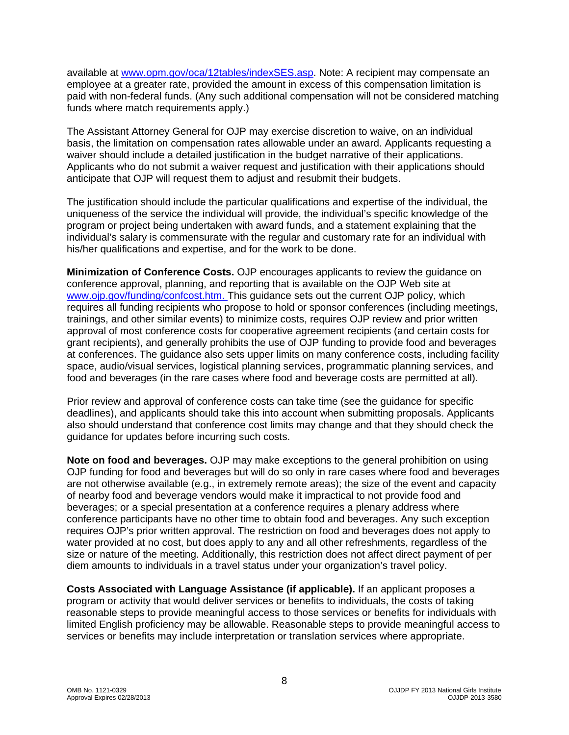available at [www.opm.gov/oca/12tables/indexSES.asp](www.opm.gov/oca/12tables/indexSES.asp). Note: A recipient may compensate an employee at a greater rate, provided the amount in excess of this compensation limitation is paid with non-federal funds. (Any such additional compensation will not be considered matching funds where match requirements apply.)

The Assistant Attorney General for OJP may exercise discretion to waive, on an individual basis, the limitation on compensation rates allowable under an award. Applicants requesting a waiver should include a detailed justification in the budget narrative of their applications. Applicants who do not submit a waiver request and justification with their applications should anticipate that OJP will request them to adjust and resubmit their budgets.

The justification should include the particular qualifications and expertise of the individual, the uniqueness of the service the individual will provide, the individual's specific knowledge of the program or project being undertaken with award funds, and a statement explaining that the individual's salary is commensurate with the regular and customary rate for an individual with his/her qualifications and expertise, and for the work to be done.

**Minimization of Conference Costs.** OJP encourages applicants to review the guidance on conference approval, planning, and reporting that is available on the OJP Web site at [www.ojp.gov/funding/confcost.htm.](www.ojp.gov/funding/confcost.htm) This guidance sets out the current OJP policy, which requires all funding recipients who propose to hold or sponsor conferences (including meetings, trainings, and other similar events) to minimize costs, requires OJP review and prior written approval of most conference costs for cooperative agreement recipients (and certain costs for grant recipients), and generally prohibits the use of OJP funding to provide food and beverages at conferences. The guidance also sets upper limits on many conference costs, including facility space, audio/visual services, logistical planning services, programmatic planning services, and food and beverages (in the rare cases where food and beverage costs are permitted at all).

Prior review and approval of conference costs can take time (see the guidance for specific deadlines), and applicants should take this into account when submitting proposals. Applicants also should understand that conference cost limits may change and that they should check the guidance for updates before incurring such costs.

**Note on food and beverages.** OJP may make exceptions to the general prohibition on using OJP funding for food and beverages but will do so only in rare cases where food and beverages are not otherwise available (e.g., in extremely remote areas); the size of the event and capacity of nearby food and beverage vendors would make it impractical to not provide food and beverages; or a special presentation at a conference requires a plenary address where conference participants have no other time to obtain food and beverages. Any such exception requires OJP's prior written approval. The restriction on food and beverages does not apply to water provided at no cost, but does apply to any and all other refreshments, regardless of the size or nature of the meeting. Additionally, this restriction does not affect direct payment of per diem amounts to individuals in a travel status under your organization's travel policy.

**Costs Associated with Language Assistance (if applicable).** If an applicant proposes a program or activity that would deliver services or benefits to individuals, the costs of taking reasonable steps to provide meaningful access to those services or benefits for individuals with limited English proficiency may be allowable. Reasonable steps to provide meaningful access to services or benefits may include interpretation or translation services where appropriate.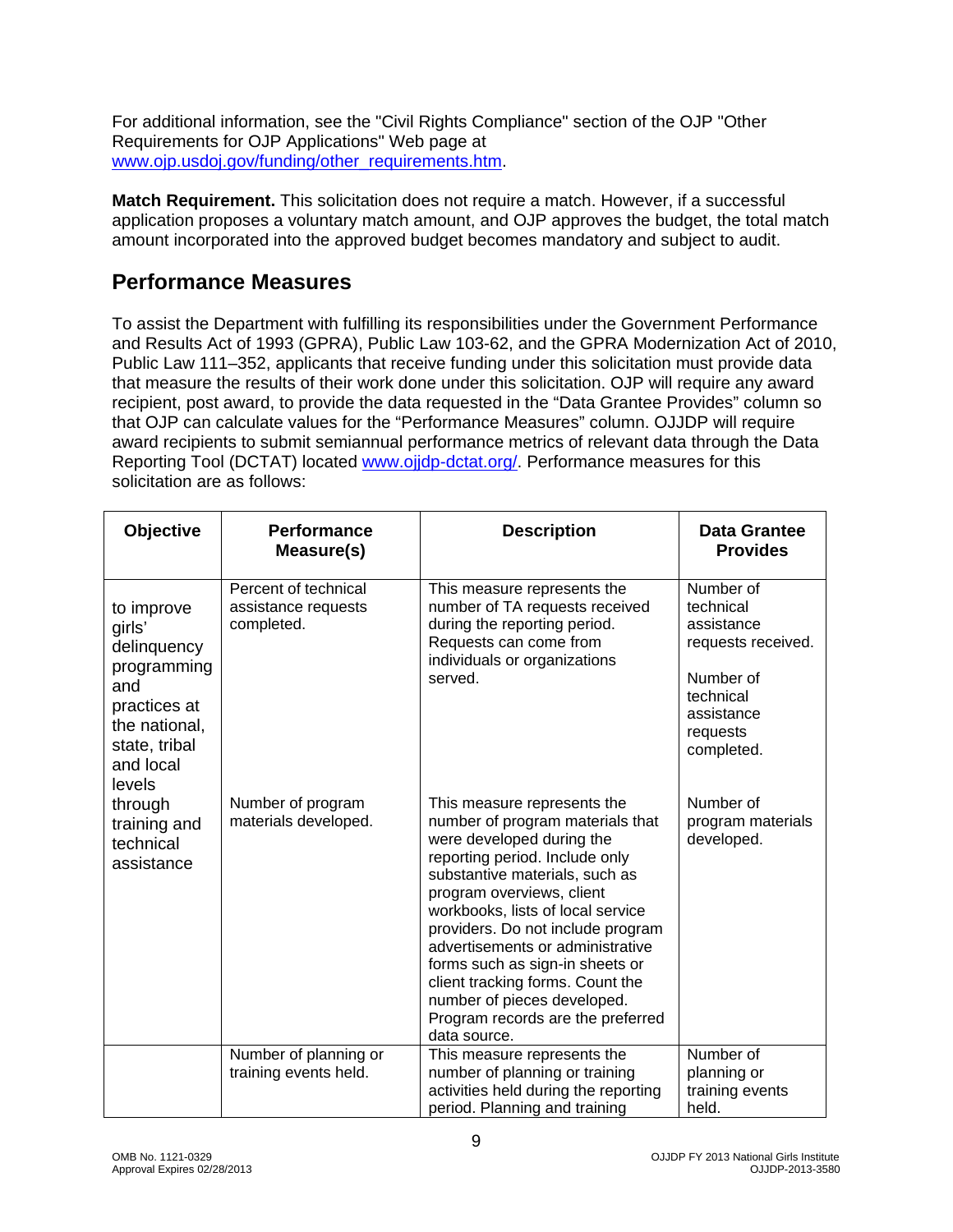For additional information, see the "Civil Rights Compliance" section of the OJP "Other Requirements for OJP Applications" Web page at [www.ojp.usdoj.gov/funding/other_requirements.htm](www.ojp.usdoj.gov/funding/other_requirements.htm).

**Match Requirement.** This solicitation does not require a match. However, if a successful application proposes a voluntary match amount, and OJP approves the budget, the total match amount incorporated into the approved budget becomes mandatory and subject to audit.

## Performance Measures

To assist the Department with fulfilling its responsibilities under the Government Performance and Results Act of 1993 (GPRA), Public Law 103-62, and the GPRA Modernization Act of 2010, Public Law 111–352, applicants that receive funding under this solicitation must provide data that measure the results of their work done under this solicitation. OJP will require any award recipient, post award, to provide the data requested in the "Data Grantee Provides" column so that OJP can calculate values for the "Performance Measures" column. OJJDP will require award recipients to submit semiannual performance metrics of relevant data through the Data Reporting Tool (DCTAT) located [www.ojjdp-dctat.org/](www.ojjdp-dctat.org/). Performance measures for this solicitation are as follows:

| Objective | Performance Measure(s) | Description | Data Grantee Provides |
|---|---|---|---|
| to improve girls' delinquency programming and practices at the national, state, tribal and local levels through training and technical assistance | Percent of technical assistance requests completed. | This measure represents the number of TA requests received during the reporting period. Requests can come from individuals or organizations served. | Number of technical assistance requests received.<br><br>Number of technical assistance requests completed. |
| | Number of program materials developed. | This measure represents the number of program materials that were developed during the reporting period. Include only substantive materials, such as program overviews, client workbooks, lists of local service providers. Do not include program advertisements or administrative forms such as sign-in sheets or client tracking forms. Count the number of pieces developed. Program records are the preferred data source. | Number of program materials developed. |
| | Number of planning or training events held. | This measure represents the number of planning or training activities held during the reporting period. Planning and training | Number of planning or training events held. |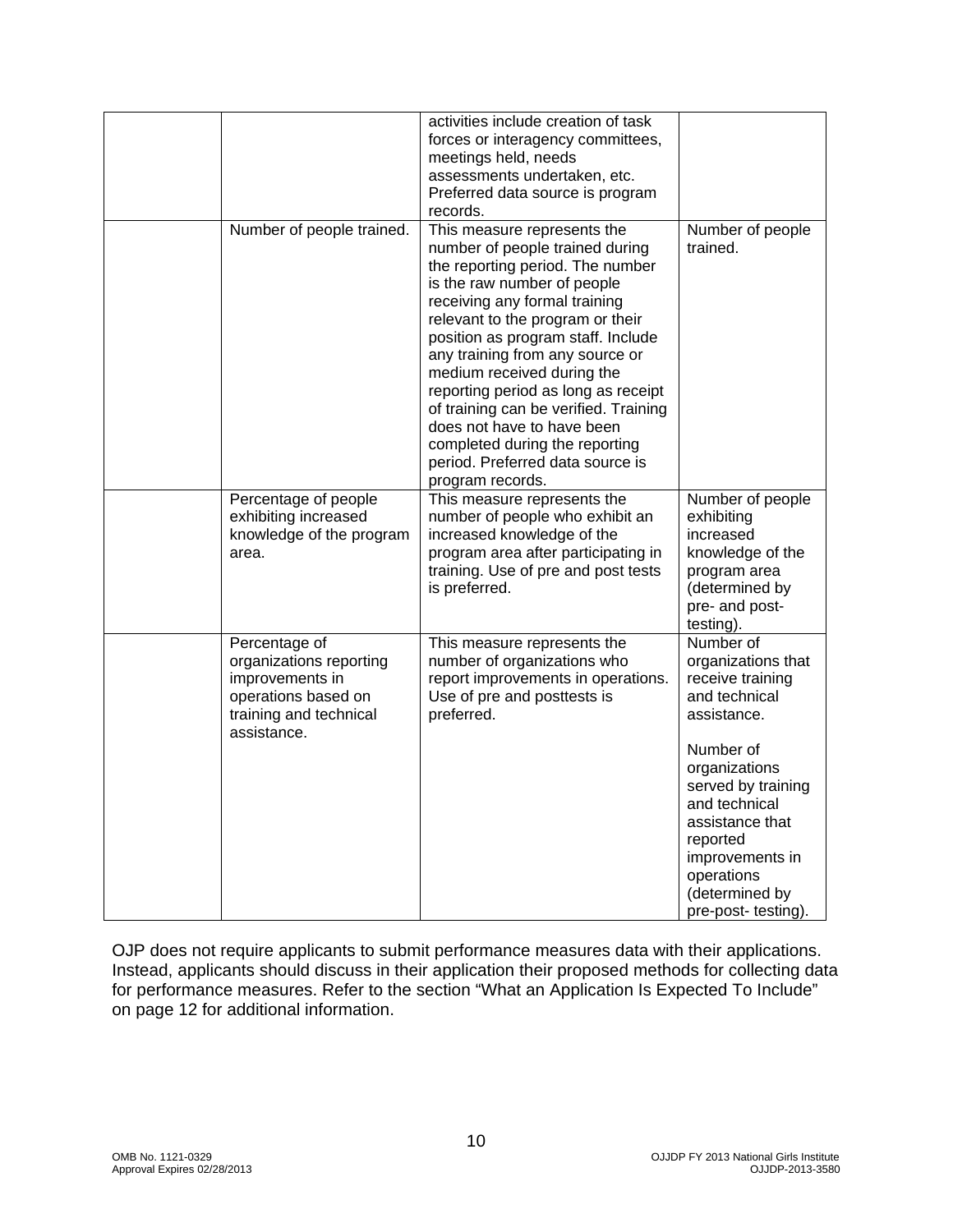| | | | |
|---|---|---|---|
| | | activities include creation of task forces or interagency committees, meetings held, needs assessments undertaken, etc. Preferred data source is program records. | |
| | Number of people trained. | This measure represents the number of people trained during the reporting period. The number is the raw number of people receiving any formal training relevant to the program or their position as program staff. Include any training from any source or medium received during the reporting period as long as receipt of training can be verified. Training does not have to have been completed during the reporting period. Preferred data source is program records. | Number of people trained. |
| | Percentage of people exhibiting increased knowledge of the program area. | This measure represents the number of people who exhibit an increased knowledge of the program area after participating in training. Use of pre and post tests is preferred. | Number of people exhibiting increased knowledge of the program area (determined by pre- and post-testing). |
| | Percentage of organizations reporting improvements in operations based on training and technical assistance. | This measure represents the number of organizations who report improvements in operations. Use of pre and posttests is preferred. | Number of organizations that receive training and technical assistance.<br><br>Number of organizations served by training and technical assistance that reported improvements in operations (determined by pre-post- testing). |

OJP does not require applicants to submit performance measures data with their applications. Instead, applicants should discuss in their application their proposed methods for collecting data for performance measures. Refer to the section "What an Application Is Expected To Include" on page 12 for additional information.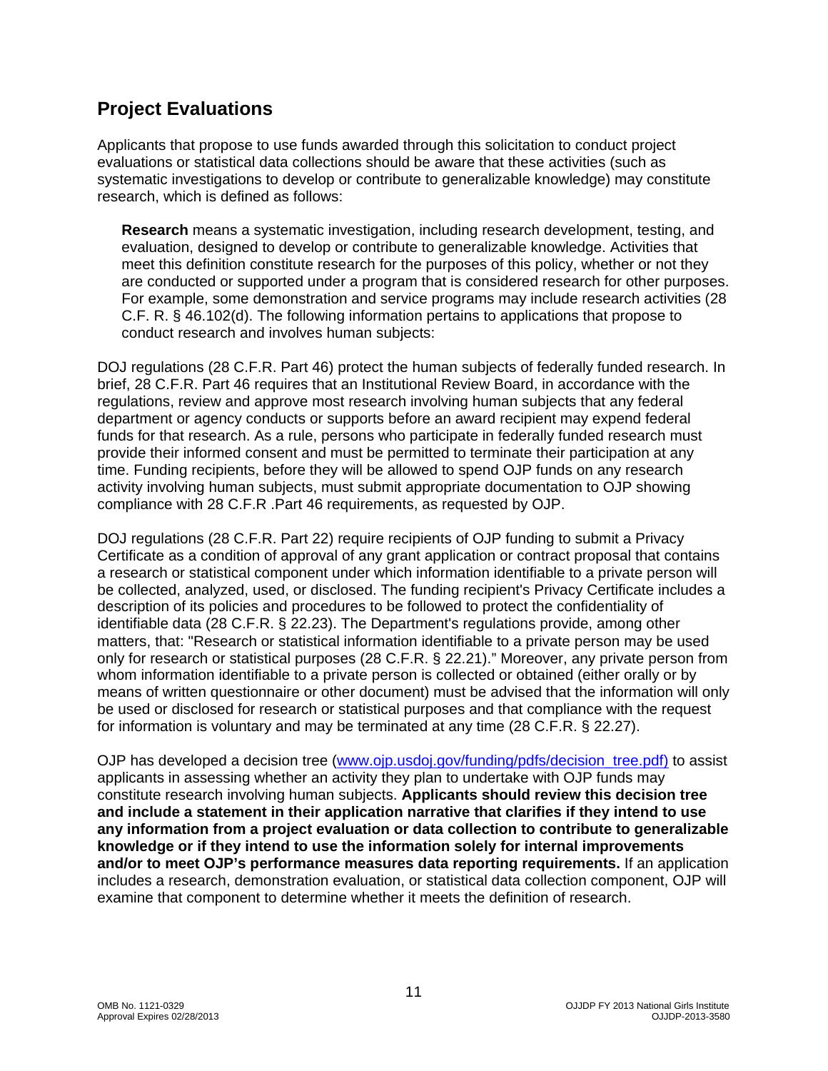## Project Evaluations

Applicants that propose to use funds awarded through this solicitation to conduct project evaluations or statistical data collections should be aware that these activities (such as systematic investigations to develop or contribute to generalizable knowledge) may constitute research, which is defined as follows:

> **Research** means a systematic investigation, including research development, testing, and evaluation, designed to develop or contribute to generalizable knowledge. Activities that meet this definition constitute research for the purposes of this policy, whether or not they are conducted or supported under a program that is considered research for other purposes. For example, some demonstration and service programs may include research activities (28 C.F. R. § 46.102(d). The following information pertains to applications that propose to conduct research and involves human subjects:

DOJ regulations (28 C.F.R. Part 46) protect the human subjects of federally funded research. In brief, 28 C.F.R. Part 46 requires that an Institutional Review Board, in accordance with the regulations, review and approve most research involving human subjects that any federal department or agency conducts or supports before an award recipient may expend federal funds for that research. As a rule, persons who participate in federally funded research must provide their informed consent and must be permitted to terminate their participation at any time. Funding recipients, before they will be allowed to spend OJP funds on any research activity involving human subjects, must submit appropriate documentation to OJP showing compliance with 28 C.F.R .Part 46 requirements, as requested by OJP.

DOJ regulations (28 C.F.R. Part 22) require recipients of OJP funding to submit a Privacy Certificate as a condition of approval of any grant application or contract proposal that contains a research or statistical component under which information identifiable to a private person will be collected, analyzed, used, or disclosed. The funding recipient's Privacy Certificate includes a description of its policies and procedures to be followed to protect the confidentiality of identifiable data (28 C.F.R. § 22.23). The Department's regulations provide, among other matters, that: "Research or statistical information identifiable to a private person may be used only for research or statistical purposes (28 C.F.R. § 22.21)." Moreover, any private person from whom information identifiable to a private person is collected or obtained (either orally or by means of written questionnaire or other document) must be advised that the information will only be used or disclosed for research or statistical purposes and that compliance with the request for information is voluntary and may be terminated at any time (28 C.F.R. § 22.27).

OJP has developed a decision tree (www.ojp.usdoj.gov/funding/pdfs/decision_tree.pdf) to assist applicants in assessing whether an activity they plan to undertake with OJP funds may constitute research involving human subjects. **Applicants should review this decision tree and include a statement in their application narrative that clarifies if they intend to use any information from a project evaluation or data collection to contribute to generalizable knowledge or if they intend to use the information solely for internal improvements and/or to meet OJP's performance measures data reporting requirements.** If an application includes a research, demonstration evaluation, or statistical data collection component, OJP will examine that component to determine whether it meets the definition of research.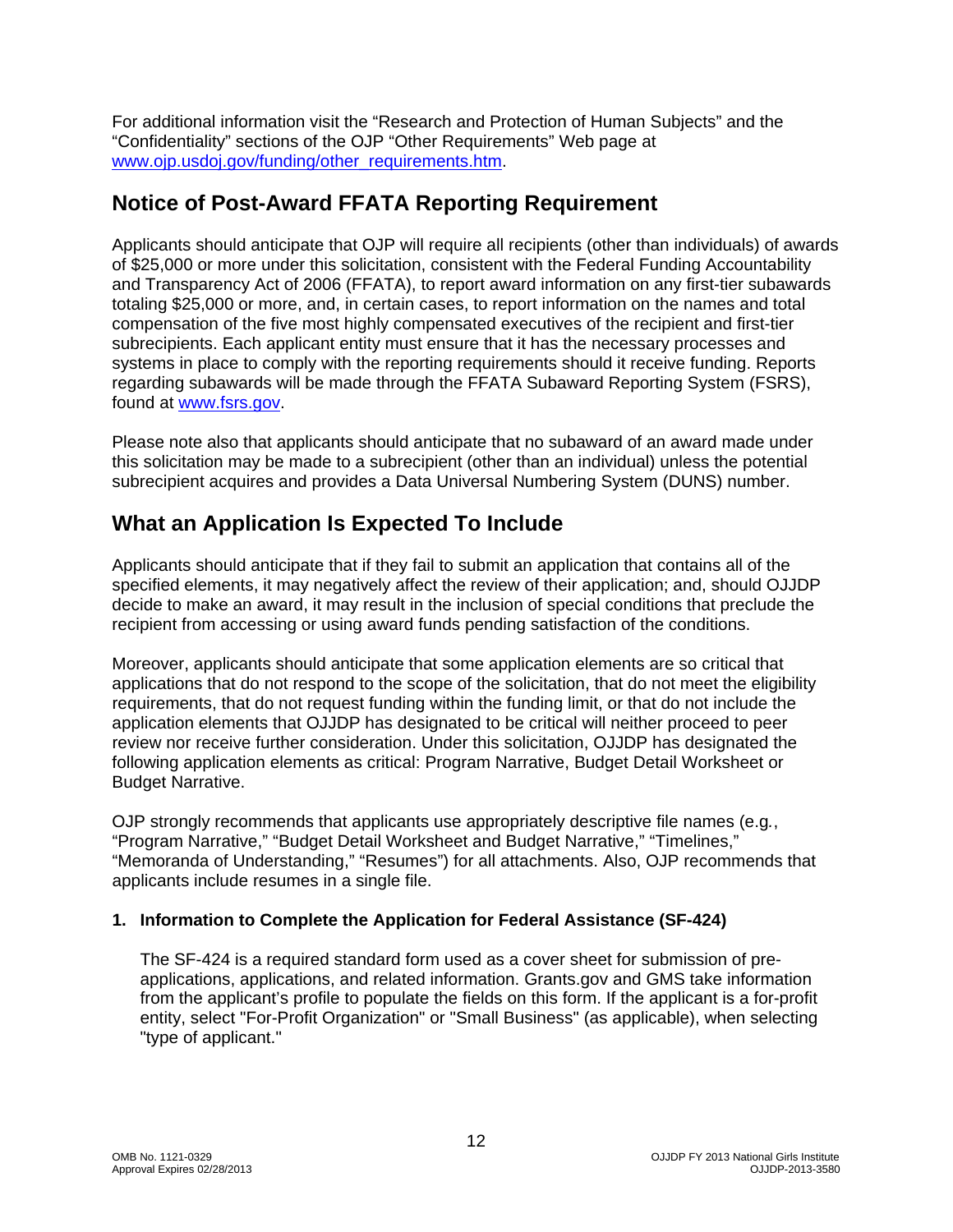For additional information visit the "Research and Protection of Human Subjects" and the "Confidentiality" sections of the OJP "Other Requirements" Web page at [www.ojp.usdoj.gov/funding/other_requirements.htm](www.ojp.usdoj.gov/funding/other_requirements.htm).

## Notice of Post-Award FFATA Reporting Requirement

Applicants should anticipate that OJP will require all recipients (other than individuals) of awards of $25,000 or more under this solicitation, consistent with the Federal Funding Accountability and Transparency Act of 2006 (FFATA), to report award information on any first-tier subawards totaling $25,000 or more, and, in certain cases, to report information on the names and total compensation of the five most highly compensated executives of the recipient and first-tier subrecipients. Each applicant entity must ensure that it has the necessary processes and systems in place to comply with the reporting requirements should it receive funding. Reports regarding subawards will be made through the FFATA Subaward Reporting System (FSRS), found at [www.fsrs.gov](www.fsrs.gov).

Please note also that applicants should anticipate that no subaward of an award made under this solicitation may be made to a subrecipient (other than an individual) unless the potential subrecipient acquires and provides a Data Universal Numbering System (DUNS) number.

## What an Application Is Expected To Include

Applicants should anticipate that if they fail to submit an application that contains all of the specified elements, it may negatively affect the review of their application; and, should OJJDP decide to make an award, it may result in the inclusion of special conditions that preclude the recipient from accessing or using award funds pending satisfaction of the conditions.

Moreover, applicants should anticipate that some application elements are so critical that applications that do not respond to the scope of the solicitation, that do not meet the eligibility requirements, that do not request funding within the funding limit, or that do not include the application elements that OJJDP has designated to be critical will neither proceed to peer review nor receive further consideration. Under this solicitation, OJJDP has designated the following application elements as critical: Program Narrative, Budget Detail Worksheet or Budget Narrative.

OJP strongly recommends that applicants use appropriately descriptive file names (e.g*.*, "Program Narrative," "Budget Detail Worksheet and Budget Narrative," "Timelines," "Memoranda of Understanding," "Resumes") for all attachments. Also, OJP recommends that applicants include resumes in a single file.

**1. Information to Complete the Application for Federal Assistance (SF-424)**

The SF-424 is a required standard form used as a cover sheet for submission of pre-applications, applications, and related information. Grants.gov and GMS take information from the applicant's profile to populate the fields on this form. If the applicant is a for-profit entity, select "For-Profit Organization" or "Small Business" (as applicable), when selecting "type of applicant."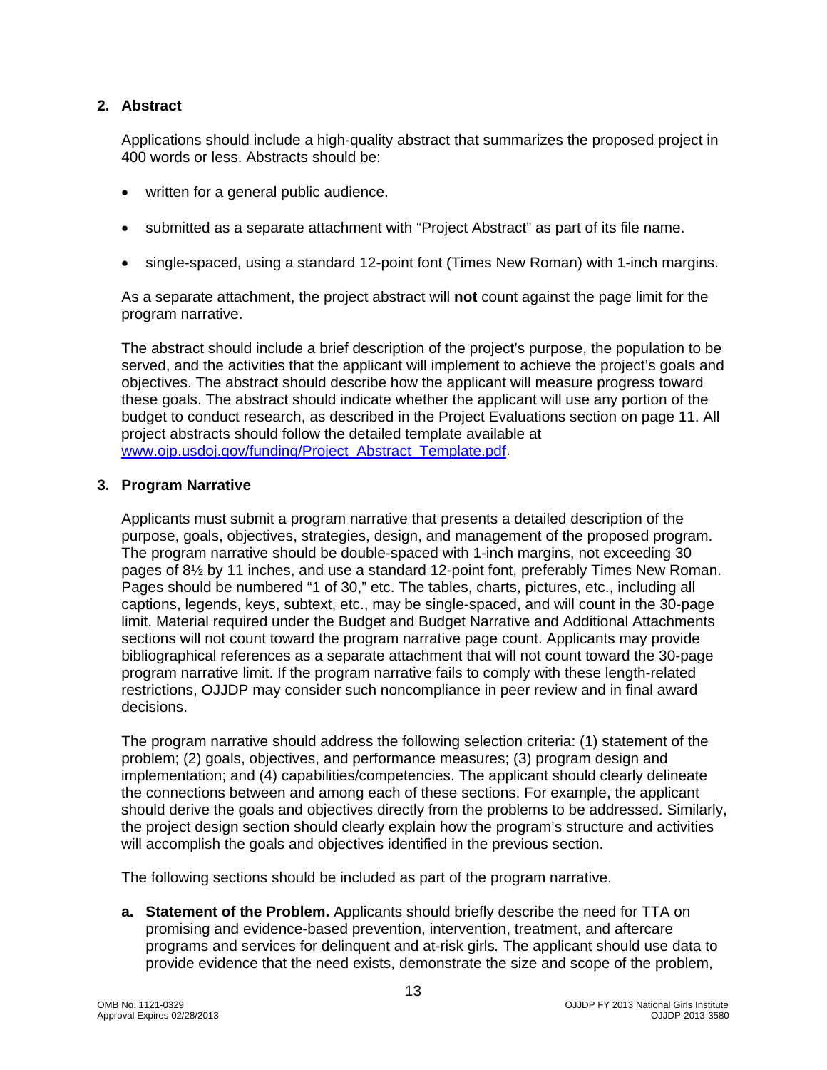## 2. Abstract

Applications should include a high-quality abstract that summarizes the proposed project in 400 words or less. Abstracts should be:

- written for a general public audience.
- submitted as a separate attachment with "Project Abstract" as part of its file name.
- single-spaced, using a standard 12-point font (Times New Roman) with 1-inch margins.

As a separate attachment, the project abstract will **not** count against the page limit for the program narrative.

The abstract should include a brief description of the project's purpose, the population to be served, and the activities that the applicant will implement to achieve the project's goals and objectives. The abstract should describe how the applicant will measure progress toward these goals. The abstract should indicate whether the applicant will use any portion of the budget to conduct research, as described in the Project Evaluations section on page 11. All project abstracts should follow the detailed template available at [www.ojp.usdoj.gov/funding/Project_Abstract_Template.pdf](http://www.ojp.usdoj.gov/funding/Project_Abstract_Template.pdf).

## 3. Program Narrative

Applicants must submit a program narrative that presents a detailed description of the purpose, goals, objectives, strategies, design, and management of the proposed program. The program narrative should be double-spaced with 1-inch margins, not exceeding 30 pages of 8½ by 11 inches, and use a standard 12-point font, preferably Times New Roman. Pages should be numbered "1 of 30," etc. The tables, charts, pictures, etc., including all captions, legends, keys, subtext, etc., may be single-spaced, and will count in the 30-page limit. Material required under the Budget and Budget Narrative and Additional Attachments sections will not count toward the program narrative page count. Applicants may provide bibliographical references as a separate attachment that will not count toward the 30-page program narrative limit. If the program narrative fails to comply with these length-related restrictions, OJJDP may consider such noncompliance in peer review and in final award decisions.

The program narrative should address the following selection criteria: (1) statement of the problem; (2) goals, objectives, and performance measures; (3) program design and implementation; and (4) capabilities/competencies. The applicant should clearly delineate the connections between and among each of these sections. For example, the applicant should derive the goals and objectives directly from the problems to be addressed. Similarly, the project design section should clearly explain how the program's structure and activities will accomplish the goals and objectives identified in the previous section.

The following sections should be included as part of the program narrative.

**a. Statement of the Problem.** Applicants should briefly describe the need for TTA on promising and evidence-based prevention, intervention, treatment, and aftercare programs and services for delinquent and at-risk girls*.* The applicant should use data to provide evidence that the need exists, demonstrate the size and scope of the problem,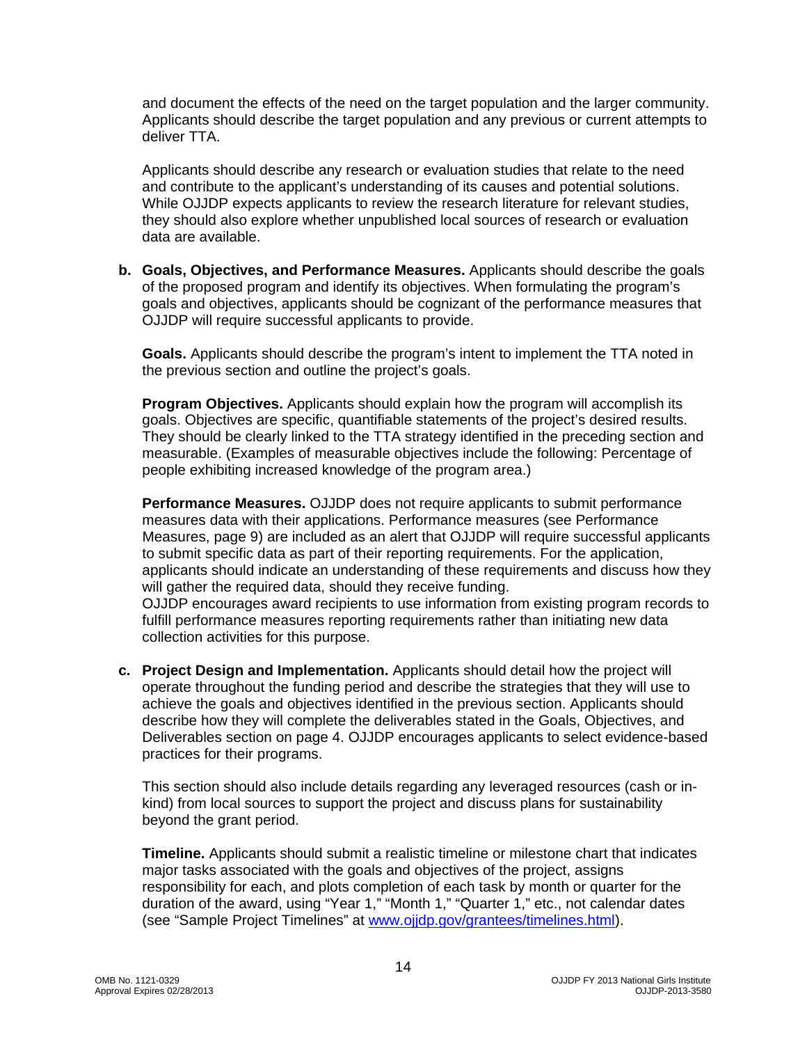and document the effects of the need on the target population and the larger community. Applicants should describe the target population and any previous or current attempts to deliver TTA.

Applicants should describe any research or evaluation studies that relate to the need and contribute to the applicant's understanding of its causes and potential solutions. While OJJDP expects applicants to review the research literature for relevant studies, they should also explore whether unpublished local sources of research or evaluation data are available.

**b. Goals, Objectives, and Performance Measures.** Applicants should describe the goals of the proposed program and identify its objectives. When formulating the program's goals and objectives, applicants should be cognizant of the performance measures that OJJDP will require successful applicants to provide.

**Goals.** Applicants should describe the program's intent to implement the TTA noted in the previous section and outline the project's goals.

**Program Objectives.** Applicants should explain how the program will accomplish its goals. Objectives are specific, quantifiable statements of the project's desired results. They should be clearly linked to the TTA strategy identified in the preceding section and measurable. (Examples of measurable objectives include the following: Percentage of people exhibiting increased knowledge of the program area.)

**Performance Measures.** OJJDP does not require applicants to submit performance measures data with their applications. Performance measures (see Performance Measures, page 9) are included as an alert that OJJDP will require successful applicants to submit specific data as part of their reporting requirements. For the application, applicants should indicate an understanding of these requirements and discuss how they will gather the required data, should they receive funding.
OJJDP encourages award recipients to use information from existing program records to fulfill performance measures reporting requirements rather than initiating new data collection activities for this purpose.

**c. Project Design and Implementation.** Applicants should detail how the project will operate throughout the funding period and describe the strategies that they will use to achieve the goals and objectives identified in the previous section. Applicants should describe how they will complete the deliverables stated in the Goals, Objectives, and Deliverables section on page 4. OJJDP encourages applicants to select evidence-based practices for their programs.

This section should also include details regarding any leveraged resources (cash or in-kind) from local sources to support the project and discuss plans for sustainability beyond the grant period.

**Timeline.** Applicants should submit a realistic timeline or milestone chart that indicates major tasks associated with the goals and objectives of the project, assigns responsibility for each, and plots completion of each task by month or quarter for the duration of the award, using "Year 1," "Month 1," "Quarter 1," etc., not calendar dates (see "Sample Project Timelines" at [www.ojjdp.gov/grantees/timelines.html](www.ojjdp.gov/grantees/timelines.html)).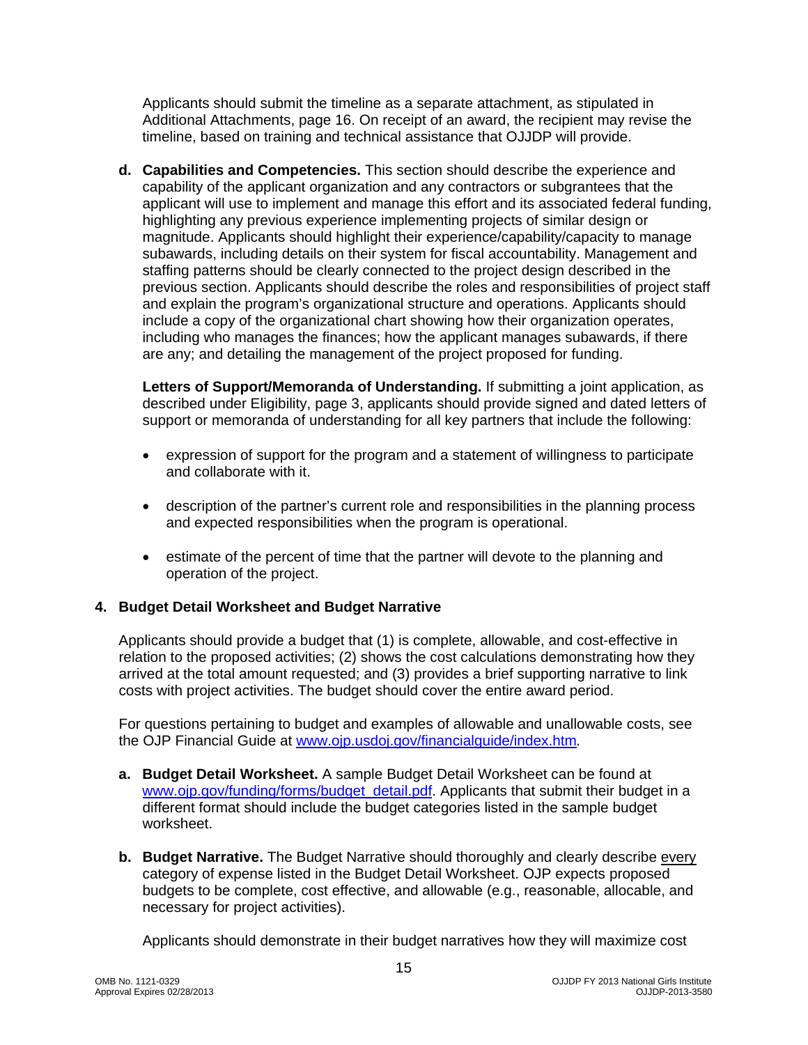Applicants should submit the timeline as a separate attachment, as stipulated in Additional Attachments, page 16. On receipt of an award, the recipient may revise the timeline, based on training and technical assistance that OJJDP will provide.

**d. Capabilities and Competencies.** This section should describe the experience and capability of the applicant organization and any contractors or subgrantees that the applicant will use to implement and manage this effort and its associated federal funding, highlighting any previous experience implementing projects of similar design or magnitude. Applicants should highlight their experience/capability/capacity to manage subawards, including details on their system for fiscal accountability. Management and staffing patterns should be clearly connected to the project design described in the previous section. Applicants should describe the roles and responsibilities of project staff and explain the program's organizational structure and operations. Applicants should include a copy of the organizational chart showing how their organization operates, including who manages the finances; how the applicant manages subawards, if there are any; and detailing the management of the project proposed for funding.

**Letters of Support/Memoranda of Understanding.** If submitting a joint application, as described under Eligibility, page 3, applicants should provide signed and dated letters of support or memoranda of understanding for all key partners that include the following:

- expression of support for the program and a statement of willingness to participate and collaborate with it.
- description of the partner's current role and responsibilities in the planning process and expected responsibilities when the program is operational.
- estimate of the percent of time that the partner will devote to the planning and operation of the project.

## 4. Budget Detail Worksheet and Budget Narrative

Applicants should provide a budget that (1) is complete, allowable, and cost-effective in relation to the proposed activities; (2) shows the cost calculations demonstrating how they arrived at the total amount requested; and (3) provides a brief supporting narrative to link costs with project activities. The budget should cover the entire award period.

For questions pertaining to budget and examples of allowable and unallowable costs, see the OJP Financial Guide at www.ojp.usdoj.gov/financialguide/index.htm.

**a. Budget Detail Worksheet.** A sample Budget Detail Worksheet can be found at www.ojp.gov/funding/forms/budget_detail.pdf. Applicants that submit their budget in a different format should include the budget categories listed in the sample budget worksheet.

**b. Budget Narrative.** The Budget Narrative should thoroughly and clearly describe every category of expense listed in the Budget Detail Worksheet. OJP expects proposed budgets to be complete, cost effective, and allowable (e.g., reasonable, allocable, and necessary for project activities).

Applicants should demonstrate in their budget narratives how they will maximize cost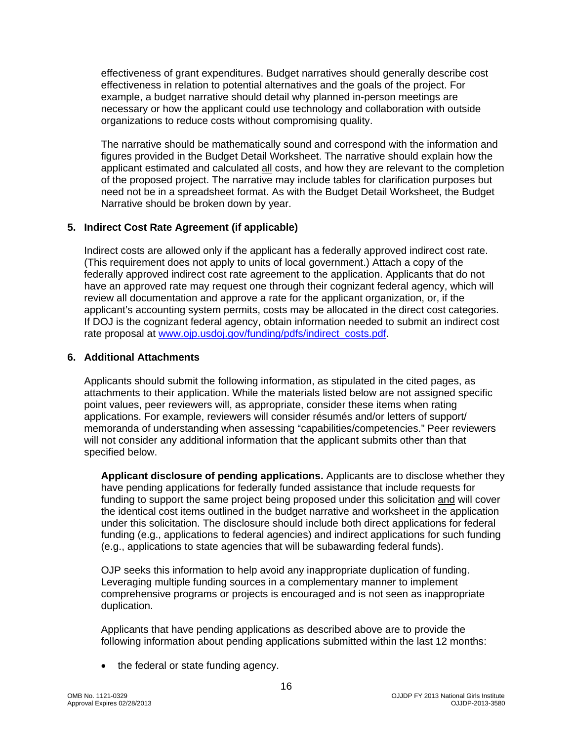effectiveness of grant expenditures. Budget narratives should generally describe cost effectiveness in relation to potential alternatives and the goals of the project. For example, a budget narrative should detail why planned in-person meetings are necessary or how the applicant could use technology and collaboration with outside organizations to reduce costs without compromising quality.

The narrative should be mathematically sound and correspond with the information and figures provided in the Budget Detail Worksheet. The narrative should explain how the applicant estimated and calculated all costs, and how they are relevant to the completion of the proposed project. The narrative may include tables for clarification purposes but need not be in a spreadsheet format. As with the Budget Detail Worksheet, the Budget Narrative should be broken down by year.

## 5. Indirect Cost Rate Agreement (if applicable)

Indirect costs are allowed only if the applicant has a federally approved indirect cost rate. (This requirement does not apply to units of local government.) Attach a copy of the federally approved indirect cost rate agreement to the application. Applicants that do not have an approved rate may request one through their cognizant federal agency, which will review all documentation and approve a rate for the applicant organization, or, if the applicant's accounting system permits, costs may be allocated in the direct cost categories. If DOJ is the cognizant federal agency, obtain information needed to submit an indirect cost rate proposal at [www.ojp.usdoj.gov/funding/pdfs/indirect_costs.pdf](www.ojp.usdoj.gov/funding/pdfs/indirect_costs.pdf).

## 6. Additional Attachments

Applicants should submit the following information, as stipulated in the cited pages, as attachments to their application. While the materials listed below are not assigned specific point values, peer reviewers will, as appropriate, consider these items when rating applications. For example, reviewers will consider résumés and/or letters of support/ memoranda of understanding when assessing "capabilities/competencies." Peer reviewers will not consider any additional information that the applicant submits other than that specified below.

**Applicant disclosure of pending applications.** Applicants are to disclose whether they have pending applications for federally funded assistance that include requests for funding to support the same project being proposed under this solicitation and will cover the identical cost items outlined in the budget narrative and worksheet in the application under this solicitation. The disclosure should include both direct applications for federal funding (e.g., applications to federal agencies) and indirect applications for such funding (e.g., applications to state agencies that will be subawarding federal funds).

OJP seeks this information to help avoid any inappropriate duplication of funding. Leveraging multiple funding sources in a complementary manner to implement comprehensive programs or projects is encouraged and is not seen as inappropriate duplication.

Applicants that have pending applications as described above are to provide the following information about pending applications submitted within the last 12 months:

- the federal or state funding agency.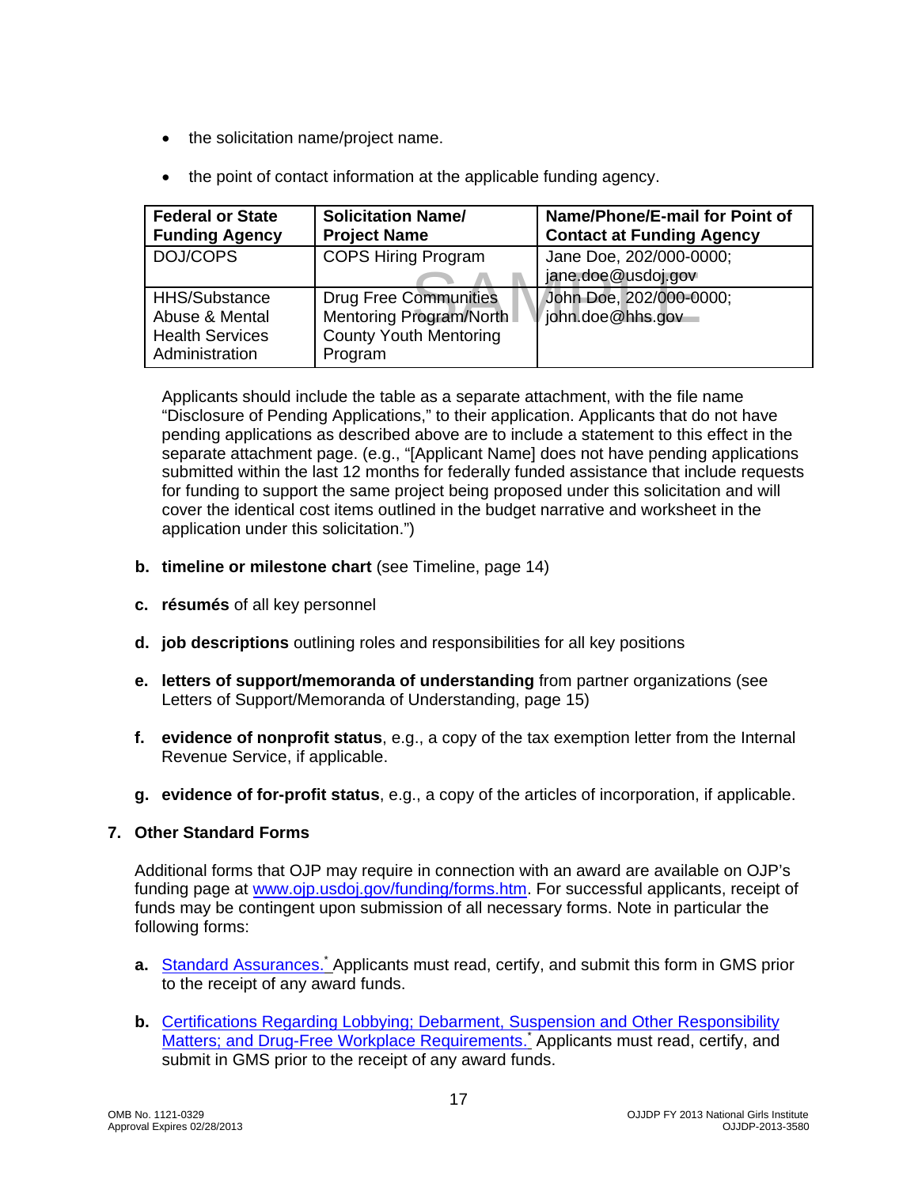- the solicitation name/project name.
- the point of contact information at the applicable funding agency.

| Federal or State Funding Agency | Solicitation Name/ Project Name | Name/Phone/E-mail for Point of Contact at Funding Agency |
|---|---|---|
| DOJ/COPS | COPS Hiring Program | Jane Doe, 202/000-0000; jane.doe@usdoj.gov |
| HHS/Substance Abuse & Mental Health Services Administration | Drug Free Communities Mentoring Program/North County Youth Mentoring Program | John Doe, 202/000-0000; john.doe@hhs.gov |

Applicants should include the table as a separate attachment, with the file name "Disclosure of Pending Applications," to their application. Applicants that do not have pending applications as described above are to include a statement to this effect in the separate attachment page. (e.g., "[Applicant Name] does not have pending applications submitted within the last 12 months for federally funded assistance that include requests for funding to support the same project being proposed under this solicitation and will cover the identical cost items outlined in the budget narrative and worksheet in the application under this solicitation.")

b. **timeline or milestone chart** (see Timeline, page 14)

c. **résumés** of all key personnel

d. **job descriptions** outlining roles and responsibilities for all key positions

e. **letters of support/memoranda of understanding** from partner organizations (see Letters of Support/Memoranda of Understanding, page 15)

f. **evidence of nonprofit status**, e.g., a copy of the tax exemption letter from the Internal Revenue Service, if applicable.

g. **evidence of for-profit status**, e.g., a copy of the articles of incorporation, if applicable.

**7. Other Standard Forms**

Additional forms that OJP may require in connection with an award are available on OJP's funding page at www.ojp.usdoj.gov/funding/forms.htm. For successful applicants, receipt of funds may be contingent upon submission of all necessary forms. Note in particular the following forms:

a. Standard Assurances.* Applicants must read, certify, and submit this form in GMS prior to the receipt of any award funds.

b. Certifications Regarding Lobbying; Debarment, Suspension and Other Responsibility Matters; and Drug-Free Workplace Requirements.* Applicants must read, certify, and submit in GMS prior to the receipt of any award funds.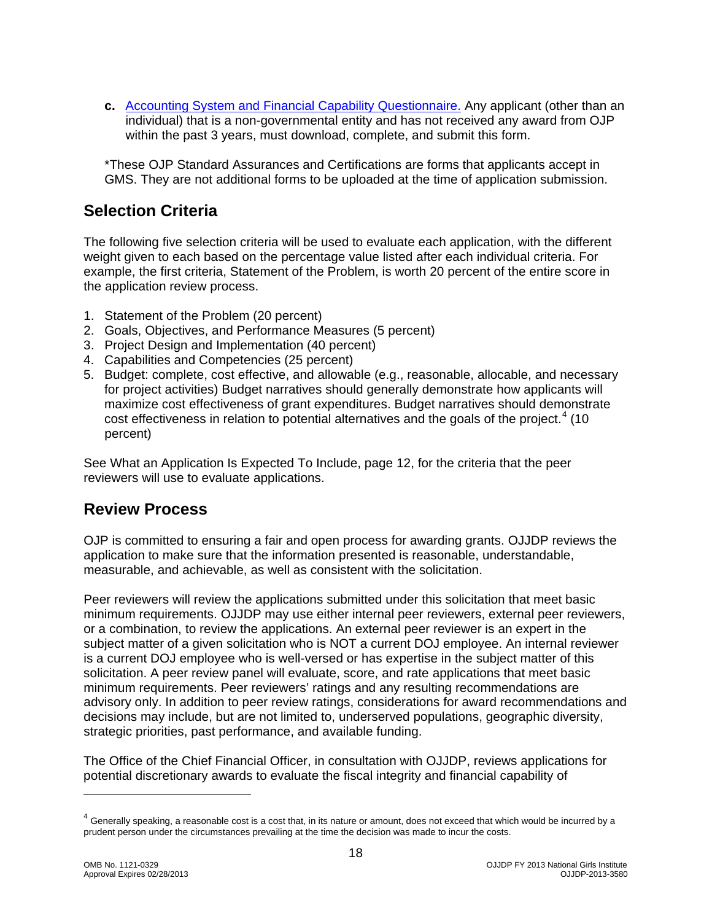**c.** [Accounting System and Financial Capability Questionnaire.](#) Any applicant (other than an individual) that is a non-governmental entity and has not received any award from OJP within the past 3 years, must download, complete, and submit this form.

*These OJP Standard Assurances and Certifications are forms that applicants accept in GMS. They are not additional forms to be uploaded at the time of application submission.

## Selection Criteria

The following five selection criteria will be used to evaluate each application, with the different weight given to each based on the percentage value listed after each individual criteria. For example, the first criteria, Statement of the Problem, is worth 20 percent of the entire score in the application review process.

1. Statement of the Problem (20 percent)
2. Goals, Objectives, and Performance Measures (5 percent)
3. Project Design and Implementation (40 percent)
4. Capabilities and Competencies (25 percent)
5. Budget: complete, cost effective, and allowable (e.g., reasonable, allocable, and necessary for project activities) Budget narratives should generally demonstrate how applicants will maximize cost effectiveness of grant expenditures. Budget narratives should demonstrate cost effectiveness in relation to potential alternatives and the goals of the project.[4] (10 percent)

See What an Application Is Expected To Include, page 12, for the criteria that the peer reviewers will use to evaluate applications.

## Review Process

OJP is committed to ensuring a fair and open process for awarding grants. OJJDP reviews the application to make sure that the information presented is reasonable, understandable, measurable, and achievable, as well as consistent with the solicitation.

Peer reviewers will review the applications submitted under this solicitation that meet basic minimum requirements. OJJDP may use either internal peer reviewers, external peer reviewers, or a combination, to review the applications. An external peer reviewer is an expert in the subject matter of a given solicitation who is NOT a current DOJ employee. An internal reviewer is a current DOJ employee who is well-versed or has expertise in the subject matter of this solicitation. A peer review panel will evaluate, score, and rate applications that meet basic minimum requirements. Peer reviewers' ratings and any resulting recommendations are advisory only. In addition to peer review ratings, considerations for award recommendations and decisions may include, but are not limited to, underserved populations, geographic diversity, strategic priorities, past performance, and available funding.

The Office of the Chief Financial Officer, in consultation with OJJDP, reviews applications for potential discretionary awards to evaluate the fiscal integrity and financial capability of

---

[4] Generally speaking, a reasonable cost is a cost that, in its nature or amount, does not exceed that which would be incurred by a prudent person under the circumstances prevailing at the time the decision was made to incur the costs.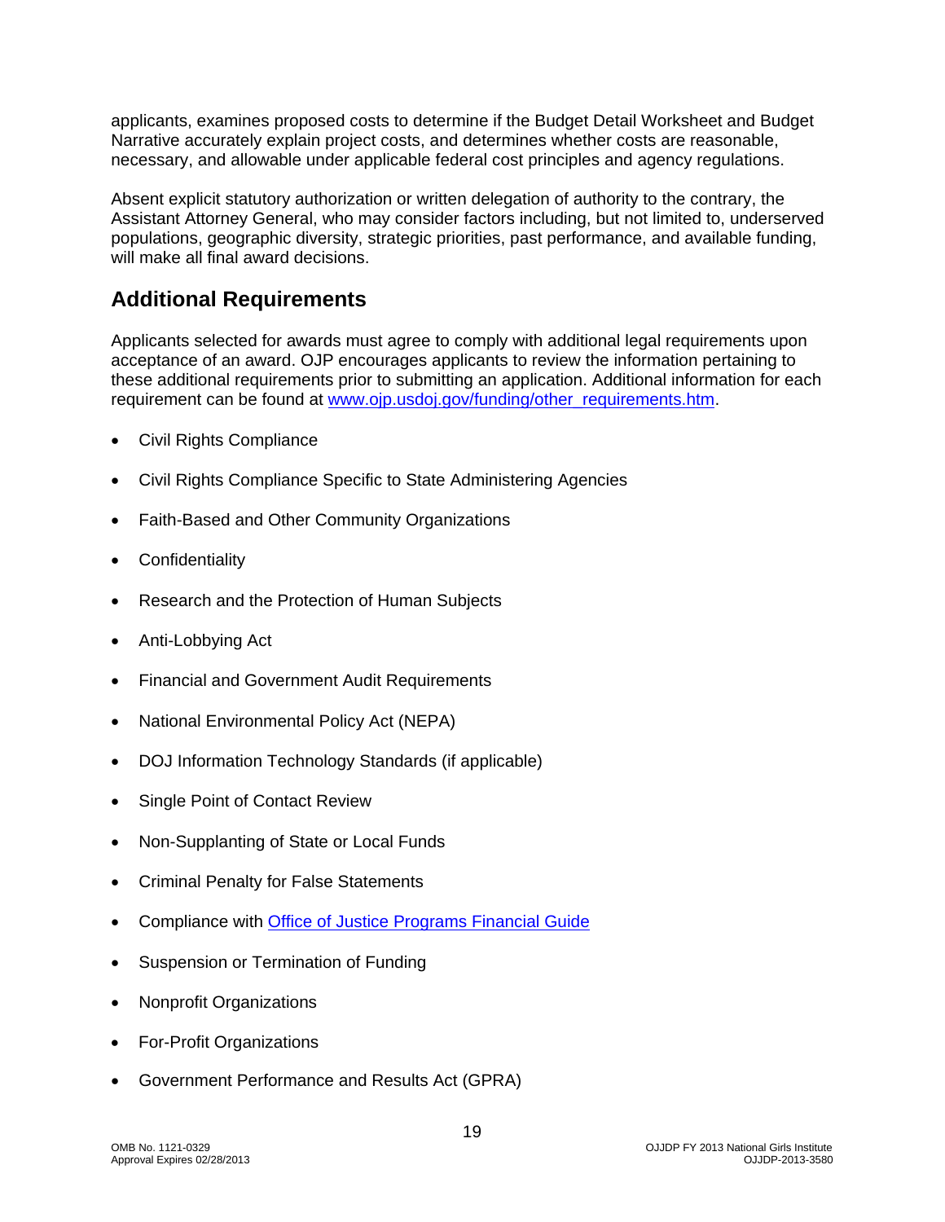applicants, examines proposed costs to determine if the Budget Detail Worksheet and Budget Narrative accurately explain project costs, and determines whether costs are reasonable, necessary, and allowable under applicable federal cost principles and agency regulations.

Absent explicit statutory authorization or written delegation of authority to the contrary, the Assistant Attorney General, who may consider factors including, but not limited to, underserved populations, geographic diversity, strategic priorities, past performance, and available funding, will make all final award decisions.

## Additional Requirements

Applicants selected for awards must agree to comply with additional legal requirements upon acceptance of an award. OJP encourages applicants to review the information pertaining to these additional requirements prior to submitting an application. Additional information for each requirement can be found at [www.ojp.usdoj.gov/funding/other_requirements.htm](www.ojp.usdoj.gov/funding/other_requirements.htm).

- Civil Rights Compliance
- Civil Rights Compliance Specific to State Administering Agencies
- Faith-Based and Other Community Organizations
- Confidentiality
- Research and the Protection of Human Subjects
- Anti-Lobbying Act
- Financial and Government Audit Requirements
- National Environmental Policy Act (NEPA)
- DOJ Information Technology Standards (if applicable)
- Single Point of Contact Review
- Non-Supplanting of State or Local Funds
- Criminal Penalty for False Statements
- Compliance with Office of Justice Programs Financial Guide
- Suspension or Termination of Funding
- Nonprofit Organizations
- For-Profit Organizations
- Government Performance and Results Act (GPRA)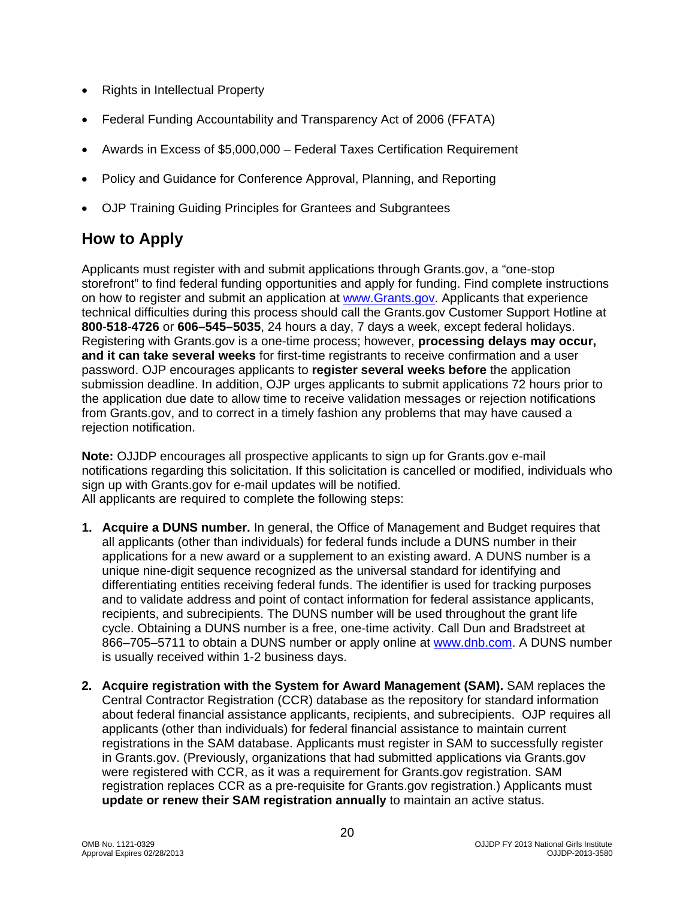- Rights in Intellectual Property
- Federal Funding Accountability and Transparency Act of 2006 (FFATA)
- Awards in Excess of $5,000,000 – Federal Taxes Certification Requirement
- Policy and Guidance for Conference Approval, Planning, and Reporting
- OJP Training Guiding Principles for Grantees and Subgrantees

## How to Apply

Applicants must register with and submit applications through Grants.gov, a "one-stop storefront" to find federal funding opportunities and apply for funding. Find complete instructions on how to register and submit an application at [www.Grants.gov](http://www.Grants.gov). Applicants that experience technical difficulties during this process should call the Grants.gov Customer Support Hotline at **800**-**518**-**4726** or **606–545–5035**, 24 hours a day, 7 days a week, except federal holidays. Registering with Grants.gov is a one-time process; however, **processing delays may occur, and it can take several weeks** for first-time registrants to receive confirmation and a user password. OJP encourages applicants to **register several weeks before** the application submission deadline. In addition, OJP urges applicants to submit applications 72 hours prior to the application due date to allow time to receive validation messages or rejection notifications from Grants.gov, and to correct in a timely fashion any problems that may have caused a rejection notification.

**Note:** OJJDP encourages all prospective applicants to sign up for Grants.gov e-mail notifications regarding this solicitation. If this solicitation is cancelled or modified, individuals who sign up with Grants.gov for e-mail updates will be notified.
All applicants are required to complete the following steps:

1. **Acquire a DUNS number.** In general, the Office of Management and Budget requires that all applicants (other than individuals) for federal funds include a DUNS number in their applications for a new award or a supplement to an existing award. A DUNS number is a unique nine-digit sequence recognized as the universal standard for identifying and differentiating entities receiving federal funds. The identifier is used for tracking purposes and to validate address and point of contact information for federal assistance applicants, recipients, and subrecipients. The DUNS number will be used throughout the grant life cycle. Obtaining a DUNS number is a free, one-time activity. Call Dun and Bradstreet at 866–705–5711 to obtain a DUNS number or apply online at [www.dnb.com](http://www.dnb.com). A DUNS number is usually received within 1-2 business days.

2. **Acquire registration with the System for Award Management (SAM).** SAM replaces the Central Contractor Registration (CCR) database as the repository for standard information about federal financial assistance applicants, recipients, and subrecipients. OJP requires all applicants (other than individuals) for federal financial assistance to maintain current registrations in the SAM database. Applicants must register in SAM to successfully register in Grants.gov. (Previously, organizations that had submitted applications via Grants.gov were registered with CCR, as it was a requirement for Grants.gov registration. SAM registration replaces CCR as a pre-requisite for Grants.gov registration.) Applicants must **update or renew their SAM registration annually** to maintain an active status.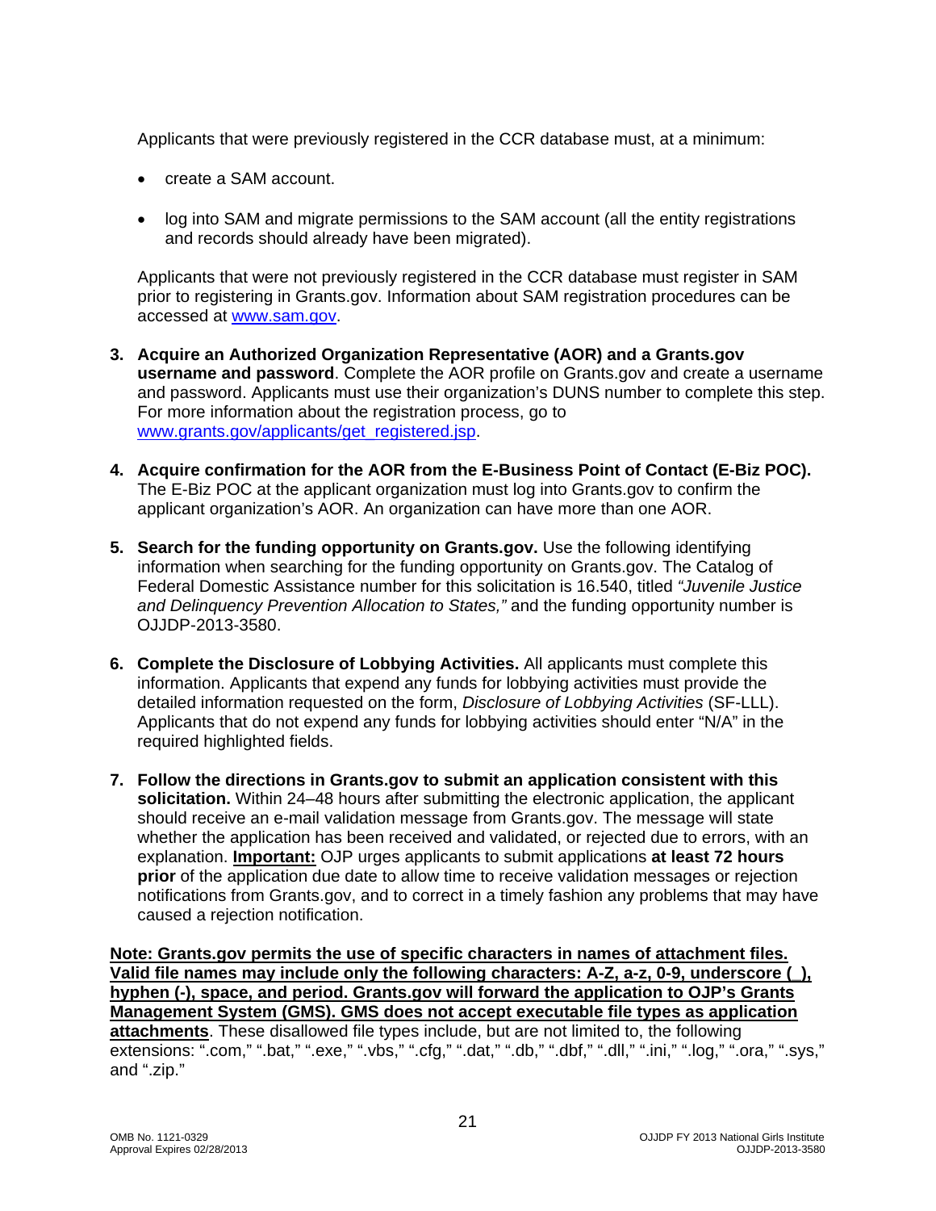Applicants that were previously registered in the CCR database must, at a minimum:

- create a SAM account.
- log into SAM and migrate permissions to the SAM account (all the entity registrations and records should already have been migrated).

Applicants that were not previously registered in the CCR database must register in SAM prior to registering in Grants.gov. Information about SAM registration procedures can be accessed at [www.sam.gov](www.sam.gov).

3. **Acquire an Authorized Organization Representative (AOR) and a Grants.gov username and password**. Complete the AOR profile on Grants.gov and create a username and password. Applicants must use their organization's DUNS number to complete this step. For more information about the registration process, go to [www.grants.gov/applicants/get_registered.jsp](www.grants.gov/applicants/get_registered.jsp).

4. **Acquire confirmation for the AOR from the E-Business Point of Contact (E-Biz POC).** The E-Biz POC at the applicant organization must log into Grants.gov to confirm the applicant organization's AOR. An organization can have more than one AOR.

5. **Search for the funding opportunity on Grants.gov.** Use the following identifying information when searching for the funding opportunity on Grants.gov. The Catalog of Federal Domestic Assistance number for this solicitation is 16.540, titled *"Juvenile Justice and Delinquency Prevention Allocation to States,"* and the funding opportunity number is OJJDP-2013-3580.

6. **Complete the Disclosure of Lobbying Activities.** All applicants must complete this information. Applicants that expend any funds for lobbying activities must provide the detailed information requested on the form, *Disclosure of Lobbying Activities* (SF-LLL). Applicants that do not expend any funds for lobbying activities should enter "N/A" in the required highlighted fields.

7. **Follow the directions in Grants.gov to submit an application consistent with this solicitation.** Within 24–48 hours after submitting the electronic application, the applicant should receive an e-mail validation message from Grants.gov. The message will state whether the application has been received and validated, or rejected due to errors, with an explanation. **Important:** OJP urges applicants to submit applications **at least 72 hours prior** of the application due date to allow time to receive validation messages or rejection notifications from Grants.gov, and to correct in a timely fashion any problems that may have caused a rejection notification.

**Note: Grants.gov permits the use of specific characters in names of attachment files. Valid file names may include only the following characters: A-Z, a-z, 0-9, underscore (_), hyphen (-), space, and period. Grants.gov will forward the application to OJP's Grants Management System (GMS). GMS does not accept executable file types as application attachments**. These disallowed file types include, but are not limited to, the following extensions: ".com," ".bat," ".exe," ".vbs," ".cfg," ".dat," ".db," ".dbf," ".dll," ".ini," ".log," ".ora," ".sys," and ".zip."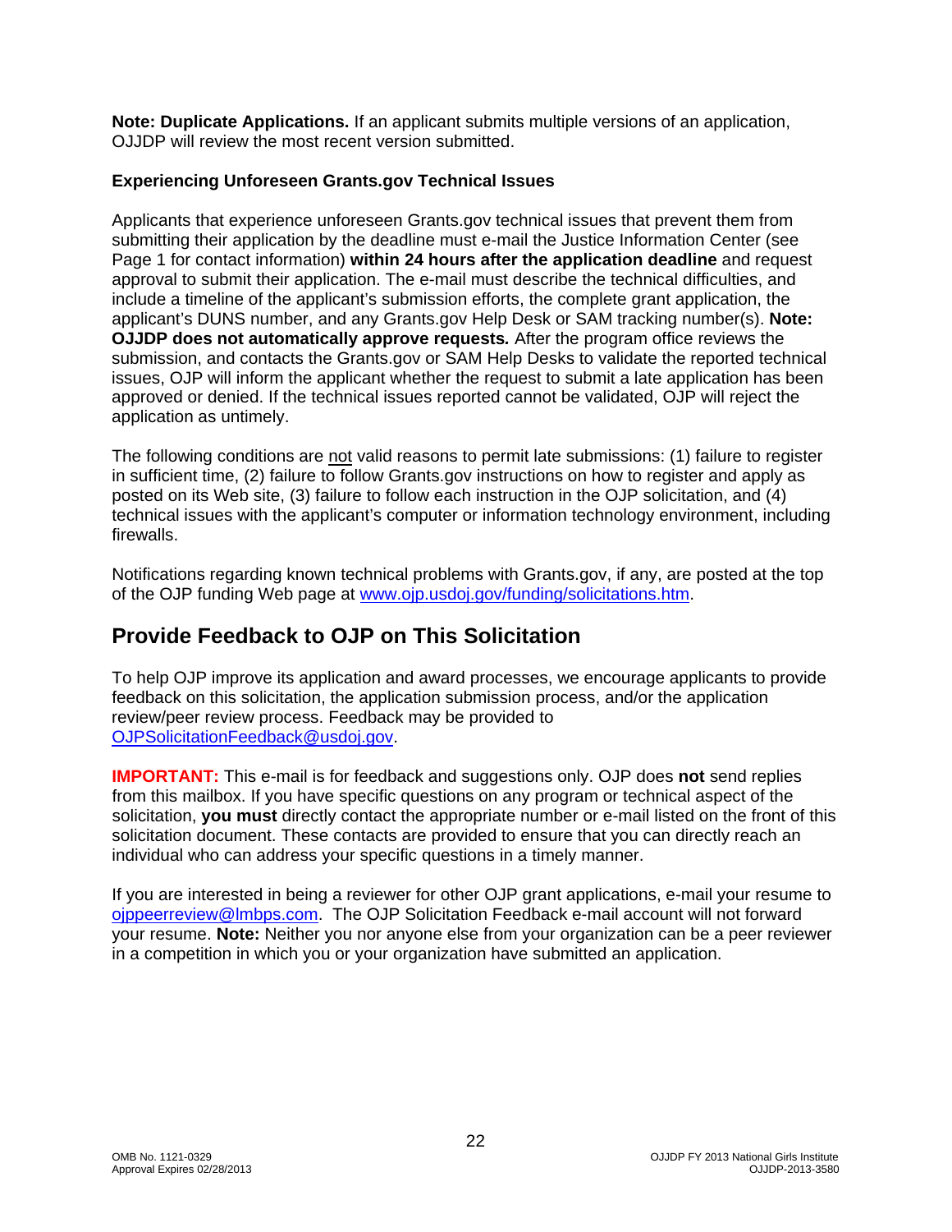**Note: Duplicate Applications.** If an applicant submits multiple versions of an application, OJJDP will review the most recent version submitted.

**Experiencing Unforeseen Grants.gov Technical Issues**

Applicants that experience unforeseen Grants.gov technical issues that prevent them from submitting their application by the deadline must e-mail the Justice Information Center (see Page 1 for contact information) **within 24 hours after the application deadline** and request approval to submit their application. The e-mail must describe the technical difficulties, and include a timeline of the applicant's submission efforts, the complete grant application, the applicant's DUNS number, and any Grants.gov Help Desk or SAM tracking number(s). **Note: OJJDP does not automatically approve requests.** After the program office reviews the submission, and contacts the Grants.gov or SAM Help Desks to validate the reported technical issues, OJP will inform the applicant whether the request to submit a late application has been approved or denied. If the technical issues reported cannot be validated, OJP will reject the application as untimely.

The following conditions are not valid reasons to permit late submissions: (1) failure to register in sufficient time, (2) failure to follow Grants.gov instructions on how to register and apply as posted on its Web site, (3) failure to follow each instruction in the OJP solicitation, and (4) technical issues with the applicant's computer or information technology environment, including firewalls.

Notifications regarding known technical problems with Grants.gov, if any, are posted at the top of the OJP funding Web page at www.ojp.usdoj.gov/funding/solicitations.htm.

## Provide Feedback to OJP on This Solicitation

To help OJP improve its application and award processes, we encourage applicants to provide feedback on this solicitation, the application submission process, and/or the application review/peer review process. Feedback may be provided to OJPSolicitationFeedback@usdoj.gov.

**IMPORTANT:** This e-mail is for feedback and suggestions only. OJP does **not** send replies from this mailbox. If you have specific questions on any program or technical aspect of the solicitation, **you must** directly contact the appropriate number or e-mail listed on the front of this solicitation document. These contacts are provided to ensure that you can directly reach an individual who can address your specific questions in a timely manner.

If you are interested in being a reviewer for other OJP grant applications, e-mail your resume to ojppeerreview@lmbps.com. The OJP Solicitation Feedback e-mail account will not forward your resume. **Note:** Neither you nor anyone else from your organization can be a peer reviewer in a competition in which you or your organization have submitted an application.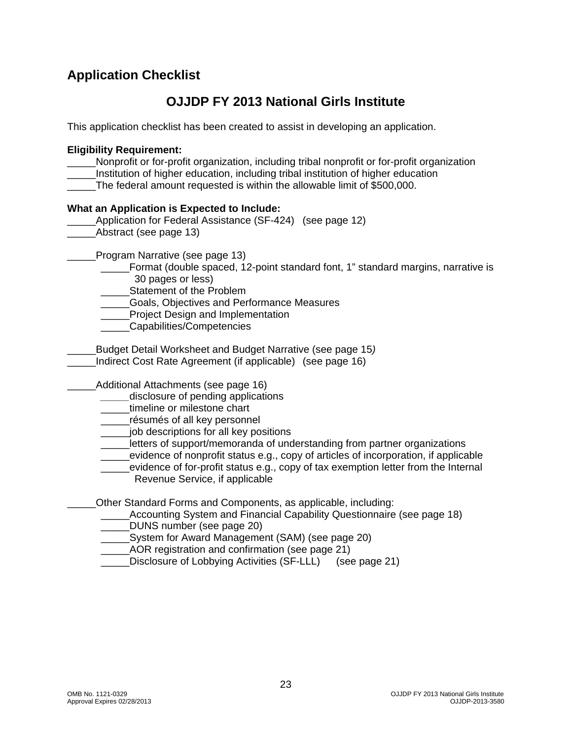## Application Checklist

# OJJDP FY 2013 National Girls Institute

This application checklist has been created to assist in developing an application.

**Eligibility Requirement:**

_____Nonprofit or for-profit organization, including tribal nonprofit or for-profit organization
_____Institution of higher education, including tribal institution of higher education
_____The federal amount requested is within the allowable limit of $500,000.

**What an Application is Expected to Include:**

_____Application for Federal Assistance (SF-424)   (see page 12)
_____Abstract (see page 13)

_____Program Narrative (see page 13)
- _____Format (double spaced, 12-point standard font, 1" standard margins, narrative is 30 pages or less)
- _____Statement of the Problem
- _____Goals, Objectives and Performance Measures
- _____Project Design and Implementation
- _____Capabilities/Competencies

_____Budget Detail Worksheet and Budget Narrative (see page 15)
_____Indirect Cost Rate Agreement (if applicable)   (see page 16)

_____Additional Attachments (see page 16)
- _____disclosure of pending applications
- _____timeline or milestone chart
- _____résumés of all key personnel
- _____job descriptions for all key positions
- _____letters of support/memoranda of understanding from partner organizations
- _____evidence of nonprofit status e.g., copy of articles of incorporation, if applicable
- _____evidence of for-profit status e.g., copy of tax exemption letter from the Internal Revenue Service, if applicable

_____Other Standard Forms and Components, as applicable, including:
- _____Accounting System and Financial Capability Questionnaire (see page 18)
- _____DUNS number (see page 20)
- _____System for Award Management (SAM) (see page 20)
- _____AOR registration and confirmation (see page 21)
- _____Disclosure of Lobbying Activities (SF-LLL)      (see page 21)